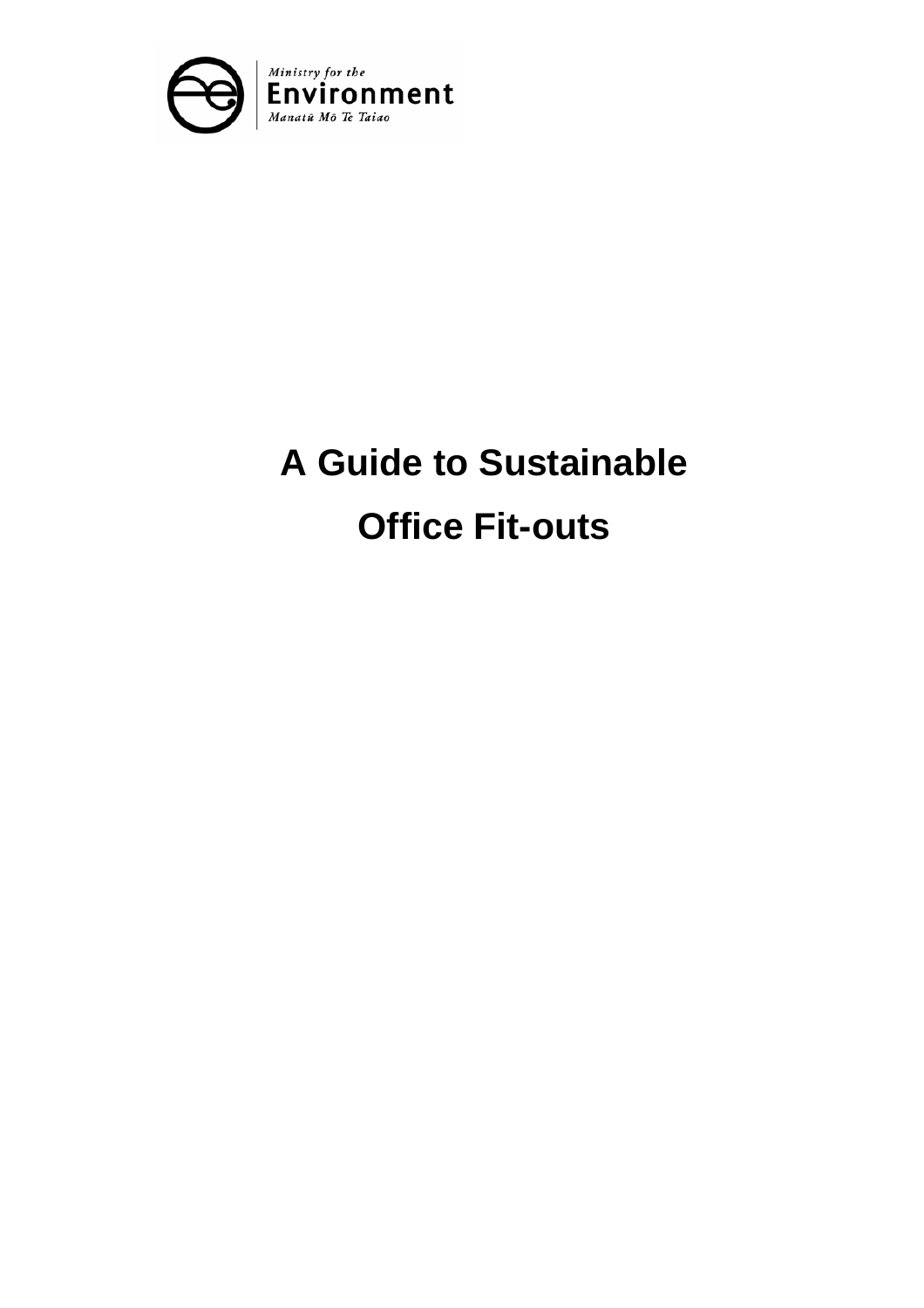Ministry for the Environment

Manatū Mō Te Taiao

# A Guide to Sustainable Office Fit-outs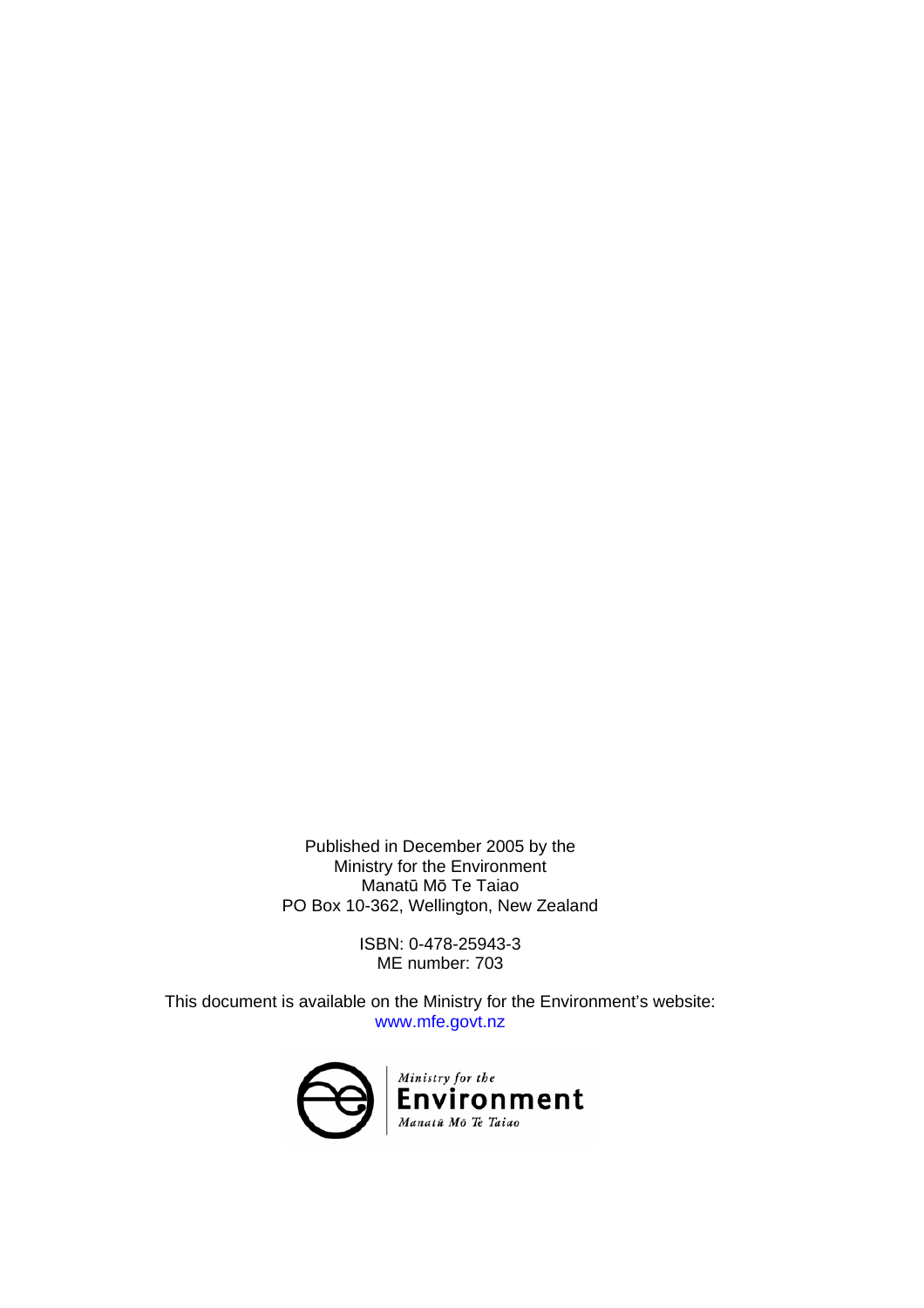Published in December 2005 by the
Ministry for the Environment
Manatū Mō Te Taiao
PO Box 10-362, Wellington, New Zealand

ISBN: 0-478-25943-3
ME number: 703

This document is available on the Ministry for the Environment's website:
www.mfe.govt.nz

Ministry for the
Environment
Manatū Mō Te Taiao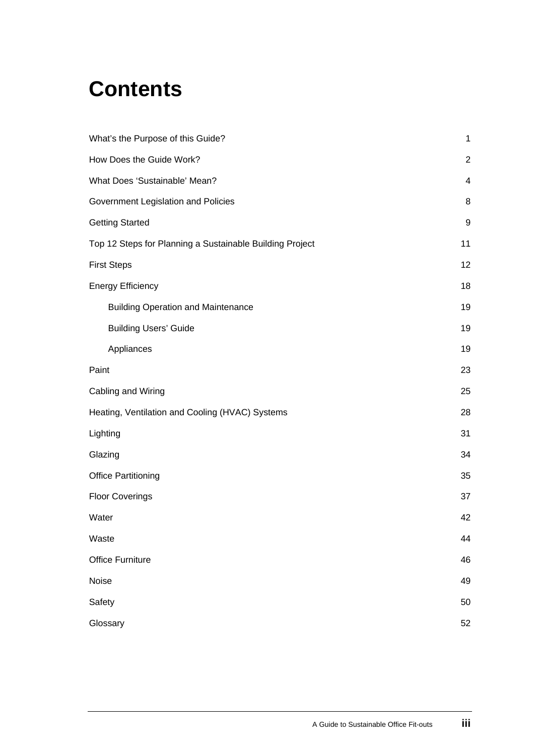# Contents

| | |
|---|---|
| What's the Purpose of this Guide? | 1 |
| How Does the Guide Work? | 2 |
| What Does 'Sustainable' Mean? | 4 |
| Government Legislation and Policies | 8 |
| Getting Started | 9 |
| Top 12 Steps for Planning a Sustainable Building Project | 11 |
| First Steps | 12 |
| Energy Efficiency | 18 |
| Building Operation and Maintenance | 19 |
| Building Users' Guide | 19 |
| Appliances | 19 |
| Paint | 23 |
| Cabling and Wiring | 25 |
| Heating, Ventilation and Cooling (HVAC) Systems | 28 |
| Lighting | 31 |
| Glazing | 34 |
| Office Partitioning | 35 |
| Floor Coverings | 37 |
| Water | 42 |
| Waste | 44 |
| Office Furniture | 46 |
| Noise | 49 |
| Safety | 50 |
| Glossary | 52 |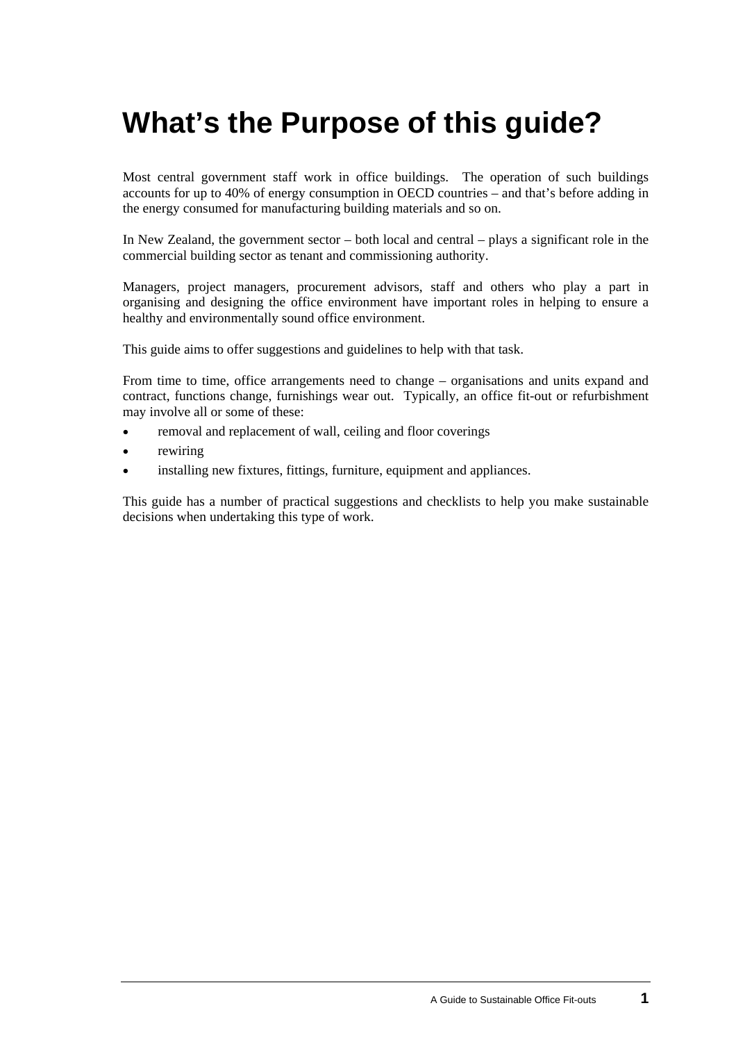# What's the Purpose of this guide?

Most central government staff work in office buildings. The operation of such buildings accounts for up to 40% of energy consumption in OECD countries – and that's before adding in the energy consumed for manufacturing building materials and so on.

In New Zealand, the government sector – both local and central – plays a significant role in the commercial building sector as tenant and commissioning authority.

Managers, project managers, procurement advisors, staff and others who play a part in organising and designing the office environment have important roles in helping to ensure a healthy and environmentally sound office environment.

This guide aims to offer suggestions and guidelines to help with that task.

From time to time, office arrangements need to change – organisations and units expand and contract, functions change, furnishings wear out. Typically, an office fit-out or refurbishment may involve all or some of these:

- removal and replacement of wall, ceiling and floor coverings
- rewiring
- installing new fixtures, fittings, furniture, equipment and appliances.

This guide has a number of practical suggestions and checklists to help you make sustainable decisions when undertaking this type of work.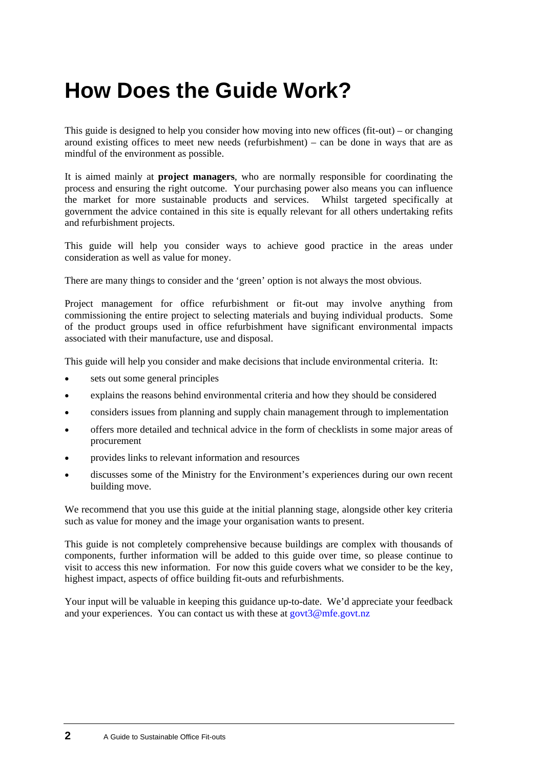# How Does the Guide Work?

This guide is designed to help you consider how moving into new offices (fit-out) – or changing around existing offices to meet new needs (refurbishment) – can be done in ways that are as mindful of the environment as possible.

It is aimed mainly at **project managers**, who are normally responsible for coordinating the process and ensuring the right outcome. Your purchasing power also means you can influence the market for more sustainable products and services. Whilst targeted specifically at government the advice contained in this site is equally relevant for all others undertaking refits and refurbishment projects.

This guide will help you consider ways to achieve good practice in the areas under consideration as well as value for money.

There are many things to consider and the 'green' option is not always the most obvious.

Project management for office refurbishment or fit-out may involve anything from commissioning the entire project to selecting materials and buying individual products. Some of the product groups used in office refurbishment have significant environmental impacts associated with their manufacture, use and disposal.

This guide will help you consider and make decisions that include environmental criteria. It:

- sets out some general principles
- explains the reasons behind environmental criteria and how they should be considered
- considers issues from planning and supply chain management through to implementation
- offers more detailed and technical advice in the form of checklists in some major areas of procurement
- provides links to relevant information and resources
- discusses some of the Ministry for the Environment's experiences during our own recent building move.

We recommend that you use this guide at the initial planning stage, alongside other key criteria such as value for money and the image your organisation wants to present.

This guide is not completely comprehensive because buildings are complex with thousands of components, further information will be added to this guide over time, so please continue to visit to access this new information. For now this guide covers what we consider to be the key, highest impact, aspects of office building fit-outs and refurbishments.

Your input will be valuable in keeping this guidance up-to-date. We'd appreciate your feedback and your experiences. You can contact us with these at govt3@mfe.govt.nz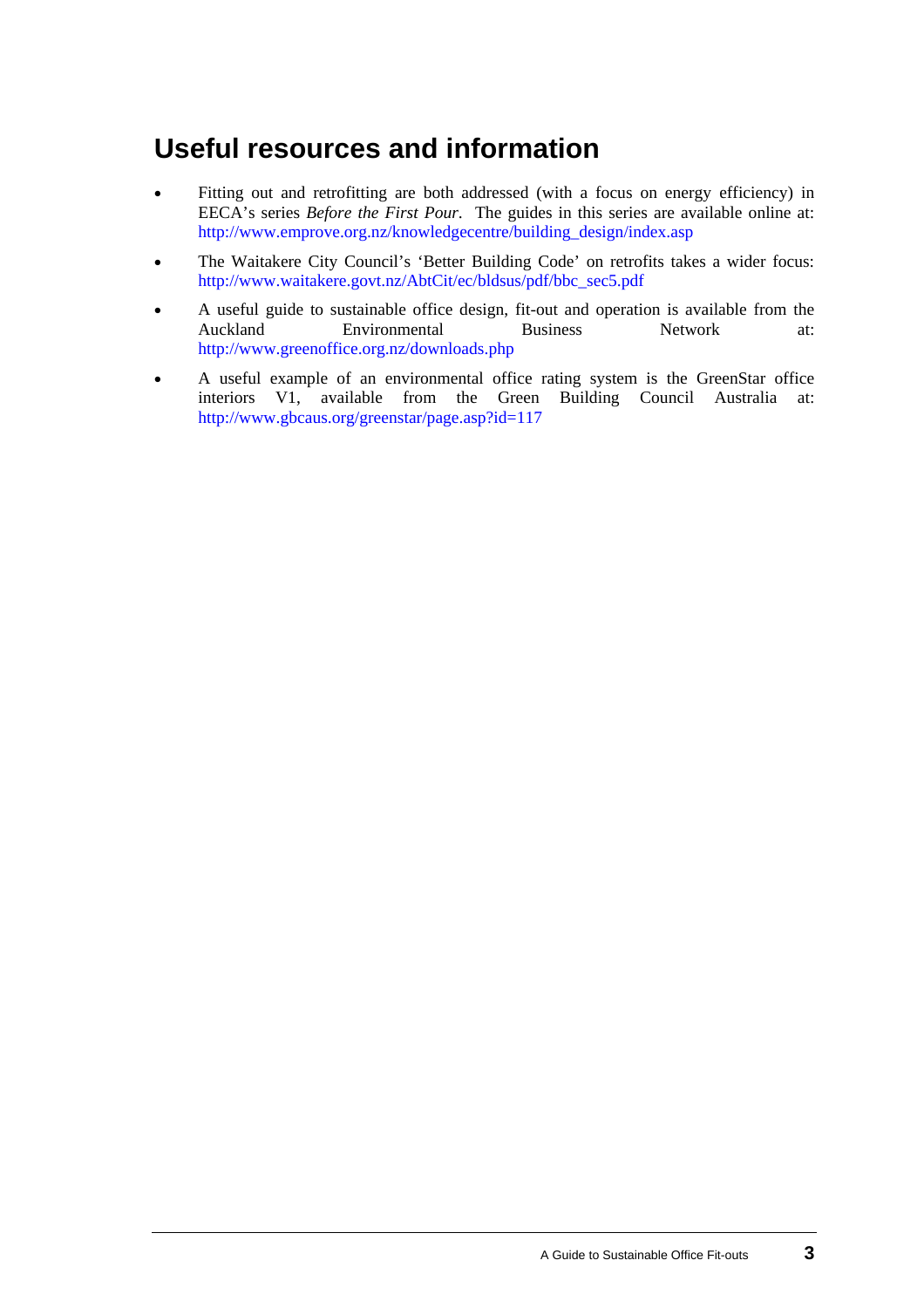## Useful resources and information

- Fitting out and retrofitting are both addressed (with a focus on energy efficiency) in EECA's series *Before the First Pour.* The guides in this series are available online at: http://www.emprove.org.nz/knowledgecentre/building_design/index.asp
- The Waitakere City Council's 'Better Building Code' on retrofits takes a wider focus: http://www.waitakere.govt.nz/AbtCit/ec/bldsus/pdf/bbc_sec5.pdf
- A useful guide to sustainable office design, fit-out and operation is available from the Auckland Environmental Business Network at: http://www.greenoffice.org.nz/downloads.php
- A useful example of an environmental office rating system is the GreenStar office interiors V1, available from the Green Building Council Australia at: http://www.gbcaus.org/greenstar/page.asp?id=117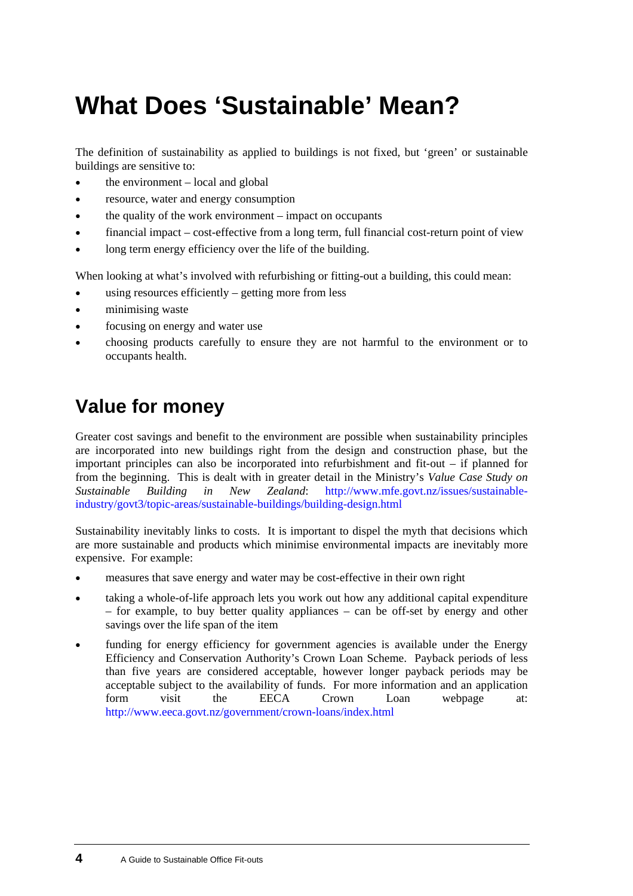# What Does 'Sustainable' Mean?

The definition of sustainability as applied to buildings is not fixed, but 'green' or sustainable buildings are sensitive to:

- the environment – local and global
- resource, water and energy consumption
- the quality of the work environment – impact on occupants
- financial impact – cost-effective from a long term, full financial cost-return point of view
- long term energy efficiency over the life of the building.

When looking at what's involved with refurbishing or fitting-out a building, this could mean:

- using resources efficiently – getting more from less
- minimising waste
- focusing on energy and water use
- choosing products carefully to ensure they are not harmful to the environment or to occupants health.

## Value for money

Greater cost savings and benefit to the environment are possible when sustainability principles are incorporated into new buildings right from the design and construction phase, but the important principles can also be incorporated into refurbishment and fit-out – if planned for from the beginning. This is dealt with in greater detail in the Ministry's *Value Case Study on Sustainable Building in New Zealand*: http://www.mfe.govt.nz/issues/sustainable-industry/govt3/topic-areas/sustainable-buildings/building-design.html

Sustainability inevitably links to costs. It is important to dispel the myth that decisions which are more sustainable and products which minimise environmental impacts are inevitably more expensive. For example:

- measures that save energy and water may be cost-effective in their own right
- taking a whole-of-life approach lets you work out how any additional capital expenditure – for example, to buy better quality appliances – can be off-set by energy and other savings over the life span of the item
- funding for energy efficiency for government agencies is available under the Energy Efficiency and Conservation Authority's Crown Loan Scheme. Payback periods of less than five years are considered acceptable, however longer payback periods may be acceptable subject to the availability of funds. For more information and an application form visit the EECA Crown Loan webpage at: http://www.eeca.govt.nz/government/crown-loans/index.html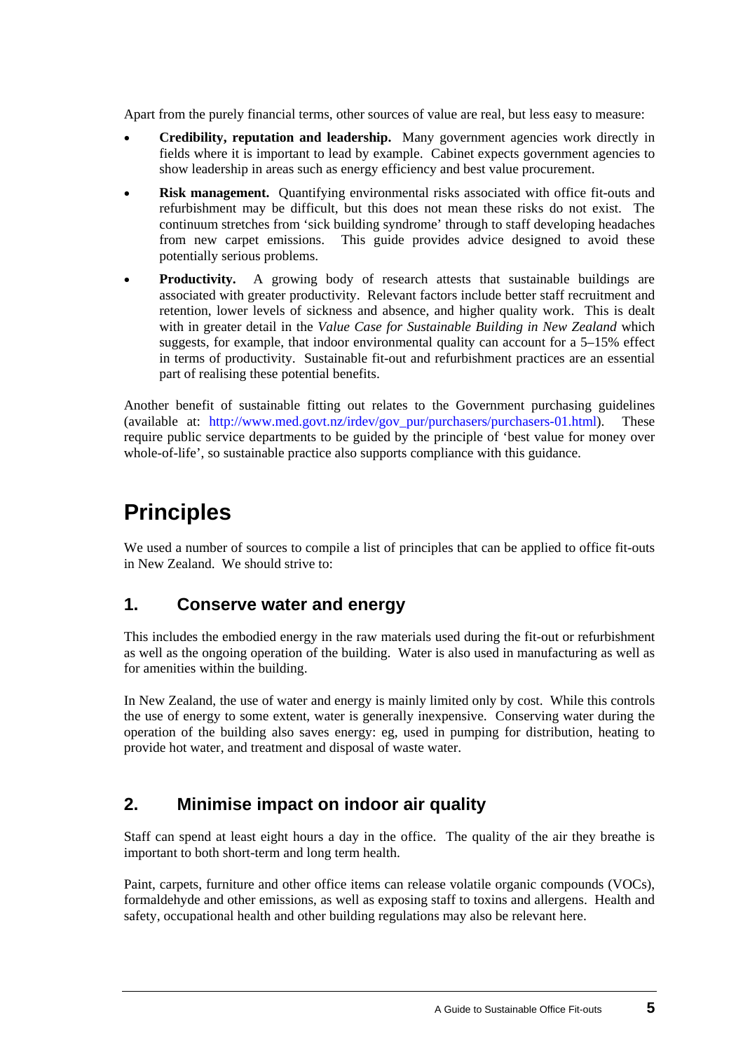Apart from the purely financial terms, other sources of value are real, but less easy to measure:

- **Credibility, reputation and leadership.** Many government agencies work directly in fields where it is important to lead by example. Cabinet expects government agencies to show leadership in areas such as energy efficiency and best value procurement.
- **Risk management.** Quantifying environmental risks associated with office fit-outs and refurbishment may be difficult, but this does not mean these risks do not exist. The continuum stretches from 'sick building syndrome' through to staff developing headaches from new carpet emissions. This guide provides advice designed to avoid these potentially serious problems.
- **Productivity.** A growing body of research attests that sustainable buildings are associated with greater productivity. Relevant factors include better staff recruitment and retention, lower levels of sickness and absence, and higher quality work. This is dealt with in greater detail in the *Value Case for Sustainable Building in New Zealand* which suggests, for example, that indoor environmental quality can account for a 5–15% effect in terms of productivity. Sustainable fit-out and refurbishment practices are an essential part of realising these potential benefits.

Another benefit of sustainable fitting out relates to the Government purchasing guidelines (available at: http://www.med.govt.nz/irdev/gov_pur/purchasers/purchasers-01.html). These require public service departments to be guided by the principle of 'best value for money over whole-of-life', so sustainable practice also supports compliance with this guidance.

# Principles

We used a number of sources to compile a list of principles that can be applied to office fit-outs in New Zealand. We should strive to:

## 1. Conserve water and energy

This includes the embodied energy in the raw materials used during the fit-out or refurbishment as well as the ongoing operation of the building. Water is also used in manufacturing as well as for amenities within the building.

In New Zealand, the use of water and energy is mainly limited only by cost. While this controls the use of energy to some extent, water is generally inexpensive. Conserving water during the operation of the building also saves energy: eg, used in pumping for distribution, heating to provide hot water, and treatment and disposal of waste water.

## 2. Minimise impact on indoor air quality

Staff can spend at least eight hours a day in the office. The quality of the air they breathe is important to both short-term and long term health.

Paint, carpets, furniture and other office items can release volatile organic compounds (VOCs), formaldehyde and other emissions, as well as exposing staff to toxins and allergens. Health and safety, occupational health and other building regulations may also be relevant here.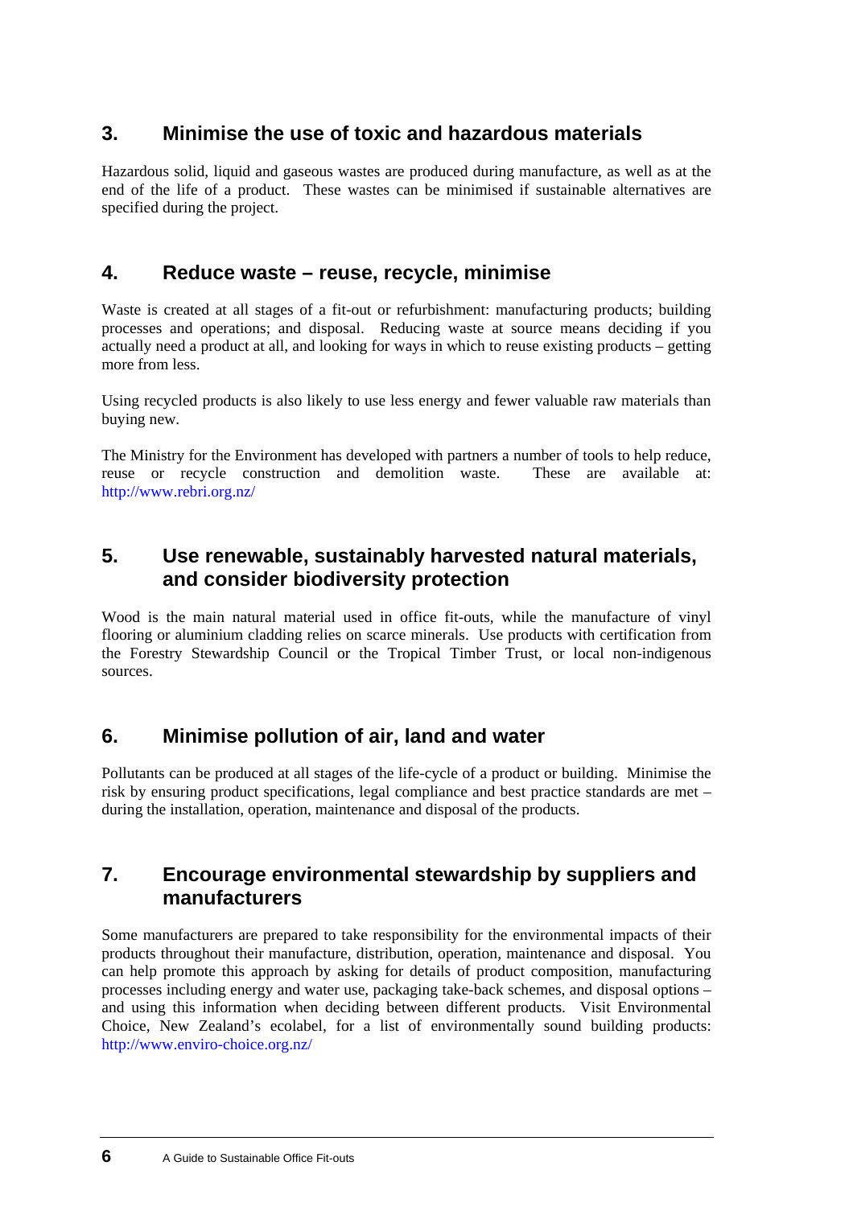## 3. Minimise the use of toxic and hazardous materials

Hazardous solid, liquid and gaseous wastes are produced during manufacture, as well as at the end of the life of a product. These wastes can be minimised if sustainable alternatives are specified during the project.

## 4. Reduce waste – reuse, recycle, minimise

Waste is created at all stages of a fit-out or refurbishment: manufacturing products; building processes and operations; and disposal. Reducing waste at source means deciding if you actually need a product at all, and looking for ways in which to reuse existing products – getting more from less.

Using recycled products is also likely to use less energy and fewer valuable raw materials than buying new.

The Ministry for the Environment has developed with partners a number of tools to help reduce, reuse or recycle construction and demolition waste. These are available at: http://www.rebri.org.nz/

## 5. Use renewable, sustainably harvested natural materials, and consider biodiversity protection

Wood is the main natural material used in office fit-outs, while the manufacture of vinyl flooring or aluminium cladding relies on scarce minerals. Use products with certification from the Forestry Stewardship Council or the Tropical Timber Trust, or local non-indigenous sources.

## 6. Minimise pollution of air, land and water

Pollutants can be produced at all stages of the life-cycle of a product or building. Minimise the risk by ensuring product specifications, legal compliance and best practice standards are met – during the installation, operation, maintenance and disposal of the products.

## 7. Encourage environmental stewardship by suppliers and manufacturers

Some manufacturers are prepared to take responsibility for the environmental impacts of their products throughout their manufacture, distribution, operation, maintenance and disposal. You can help promote this approach by asking for details of product composition, manufacturing processes including energy and water use, packaging take-back schemes, and disposal options – and using this information when deciding between different products. Visit Environmental Choice, New Zealand's ecolabel, for a list of environmentally sound building products: http://www.enviro-choice.org.nz/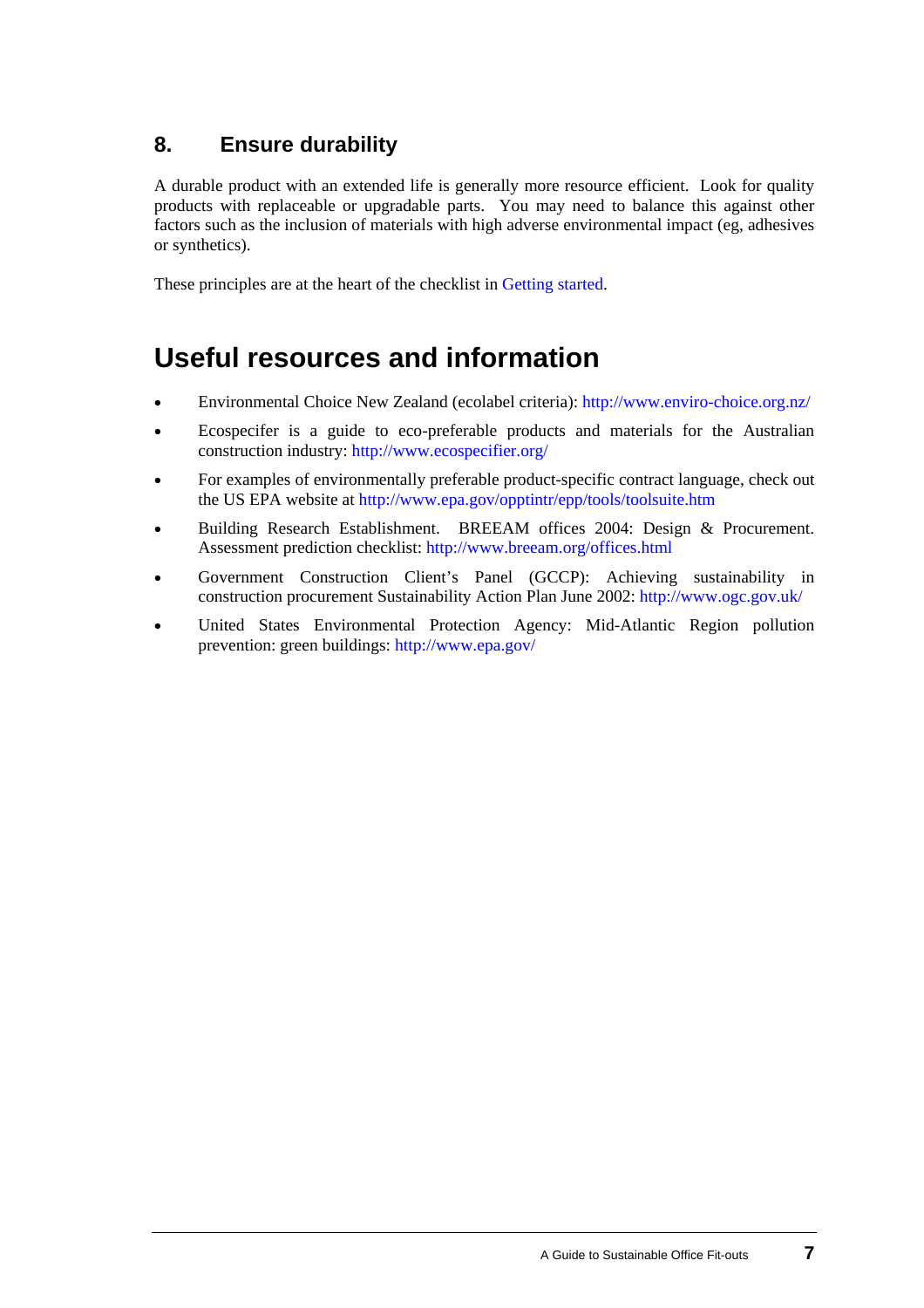### 8. Ensure durability

A durable product with an extended life is generally more resource efficient. Look for quality products with replaceable or upgradable parts. You may need to balance this against other factors such as the inclusion of materials with high adverse environmental impact (eg, adhesives or synthetics).

These principles are at the heart of the checklist in Getting started.

## Useful resources and information

- Environmental Choice New Zealand (ecolabel criteria): http://www.enviro-choice.org.nz/
- Ecospecifer is a guide to eco-preferable products and materials for the Australian construction industry: http://www.ecospecifier.org/
- For examples of environmentally preferable product-specific contract language, check out the US EPA website at http://www.epa.gov/opptintr/epp/tools/toolsuite.htm
- Building Research Establishment. BREEAM offices 2004: Design & Procurement. Assessment prediction checklist: http://www.breeam.org/offices.html
- Government Construction Client's Panel (GCCP): Achieving sustainability in construction procurement Sustainability Action Plan June 2002: http://www.ogc.gov.uk/
- United States Environmental Protection Agency: Mid-Atlantic Region pollution prevention: green buildings: http://www.epa.gov/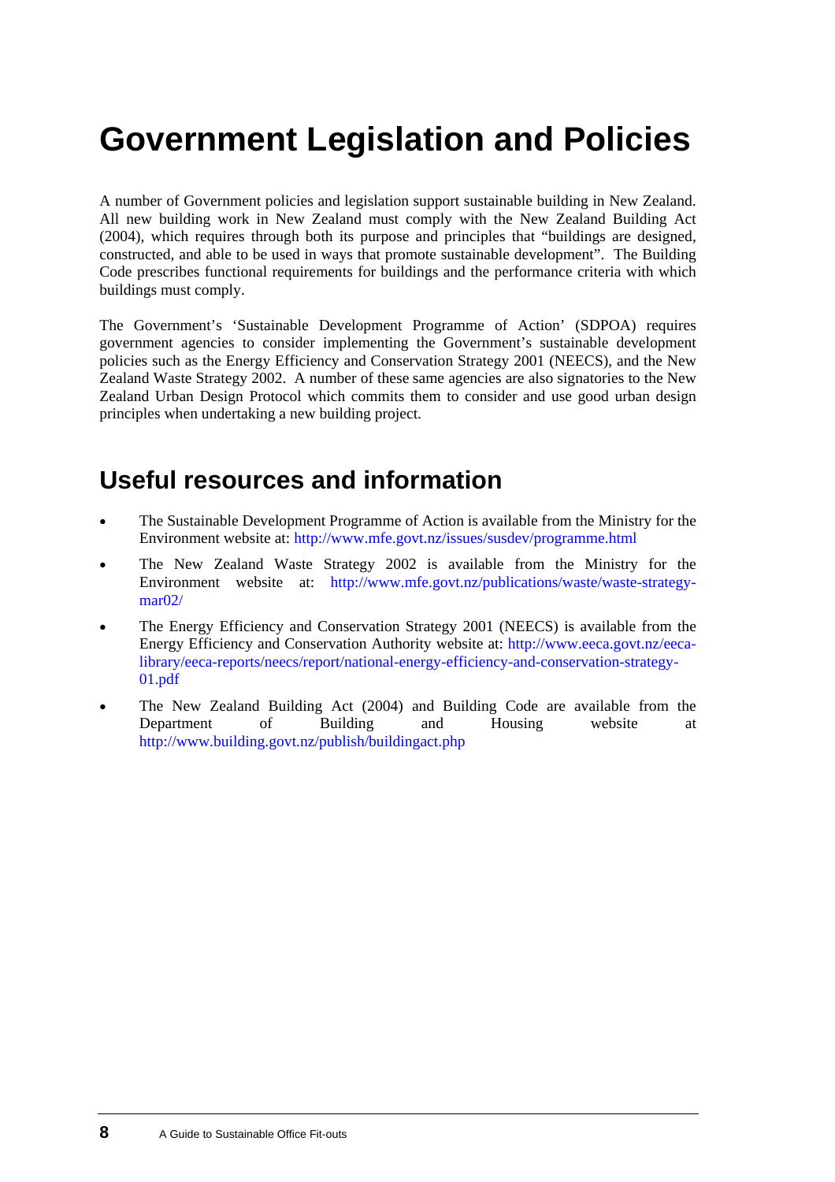# Government Legislation and Policies

A number of Government policies and legislation support sustainable building in New Zealand. All new building work in New Zealand must comply with the New Zealand Building Act (2004), which requires through both its purpose and principles that "buildings are designed, constructed, and able to be used in ways that promote sustainable development". The Building Code prescribes functional requirements for buildings and the performance criteria with which buildings must comply.

The Government's 'Sustainable Development Programme of Action' (SDPOA) requires government agencies to consider implementing the Government's sustainable development policies such as the Energy Efficiency and Conservation Strategy 2001 (NEECS), and the New Zealand Waste Strategy 2002. A number of these same agencies are also signatories to the New Zealand Urban Design Protocol which commits them to consider and use good urban design principles when undertaking a new building project.

## Useful resources and information

- The Sustainable Development Programme of Action is available from the Ministry for the Environment website at: http://www.mfe.govt.nz/issues/susdev/programme.html
- The New Zealand Waste Strategy 2002 is available from the Ministry for the Environment website at: http://www.mfe.govt.nz/publications/waste/waste-strategy-mar02/
- The Energy Efficiency and Conservation Strategy 2001 (NEECS) is available from the Energy Efficiency and Conservation Authority website at: http://www.eeca.govt.nz/eeca-library/eeca-reports/neecs/report/national-energy-efficiency-and-conservation-strategy-01.pdf
- The New Zealand Building Act (2004) and Building Code are available from the Department of Building and Housing website at http://www.building.govt.nz/publish/buildingact.php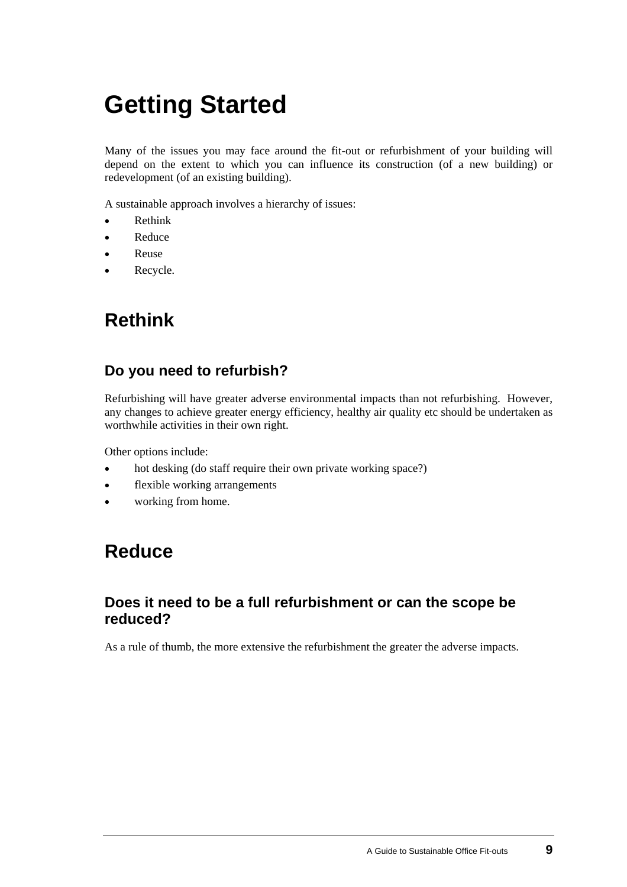# Getting Started

Many of the issues you may face around the fit-out or refurbishment of your building will depend on the extent to which you can influence its construction (of a new building) or redevelopment (of an existing building).

A sustainable approach involves a hierarchy of issues:

- Rethink
- Reduce
- Reuse
- Recycle.

## Rethink

### Do you need to refurbish?

Refurbishing will have greater adverse environmental impacts than not refurbishing. However, any changes to achieve greater energy efficiency, healthy air quality etc should be undertaken as worthwhile activities in their own right.

Other options include:

- hot desking (do staff require their own private working space?)
- flexible working arrangements
- working from home.

## Reduce

### Does it need to be a full refurbishment or can the scope be reduced?

As a rule of thumb, the more extensive the refurbishment the greater the adverse impacts.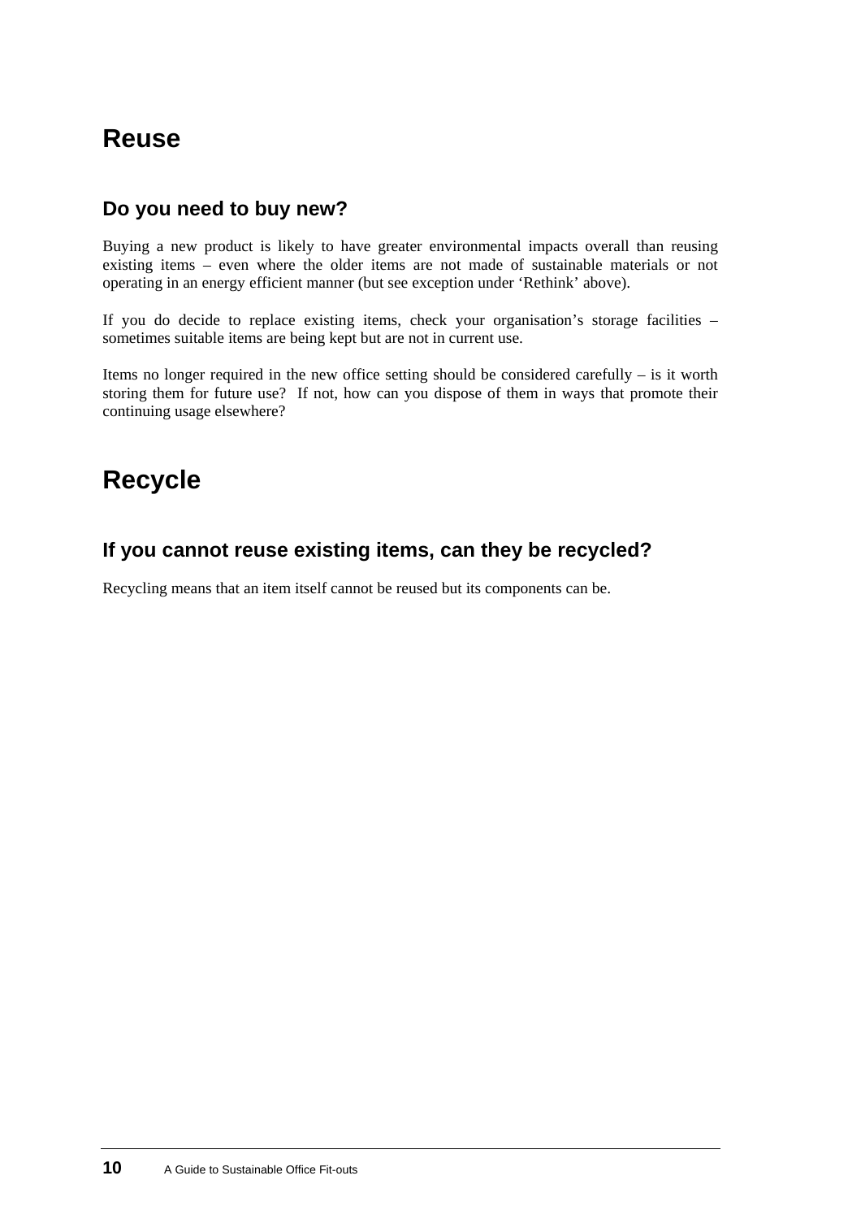# Reuse

## Do you need to buy new?

Buying a new product is likely to have greater environmental impacts overall than reusing existing items – even where the older items are not made of sustainable materials or not operating in an energy efficient manner (but see exception under 'Rethink' above).

If you do decide to replace existing items, check your organisation's storage facilities – sometimes suitable items are being kept but are not in current use.

Items no longer required in the new office setting should be considered carefully – is it worth storing them for future use? If not, how can you dispose of them in ways that promote their continuing usage elsewhere?

# Recycle

## If you cannot reuse existing items, can they be recycled?

Recycling means that an item itself cannot be reused but its components can be.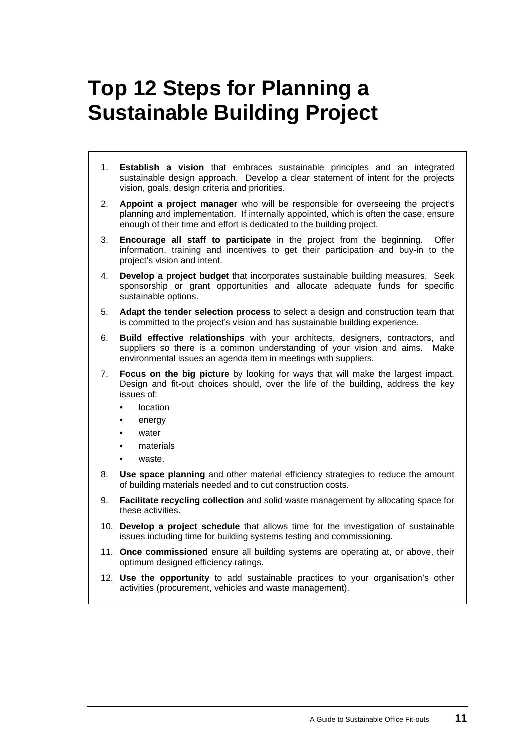# Top 12 Steps for Planning a Sustainable Building Project

1. **Establish a vision** that embraces sustainable principles and an integrated sustainable design approach. Develop a clear statement of intent for the projects vision, goals, design criteria and priorities.
2. **Appoint a project manager** who will be responsible for overseeing the project's planning and implementation. If internally appointed, which is often the case, ensure enough of their time and effort is dedicated to the building project.
3. **Encourage all staff to participate** in the project from the beginning. Offer information, training and incentives to get their participation and buy-in to the project's vision and intent.
4. **Develop a project budget** that incorporates sustainable building measures. Seek sponsorship or grant opportunities and allocate adequate funds for specific sustainable options.
5. **Adapt the tender selection process** to select a design and construction team that is committed to the project's vision and has sustainable building experience.
6. **Build effective relationships** with your architects, designers, contractors, and suppliers so there is a common understanding of your vision and aims. Make environmental issues an agenda item in meetings with suppliers.
7. **Focus on the big picture** by looking for ways that will make the largest impact. Design and fit-out choices should, over the life of the building, address the key issues of:
   - location
   - energy
   - water
   - materials
   - waste.
8. **Use space planning** and other material efficiency strategies to reduce the amount of building materials needed and to cut construction costs.
9. **Facilitate recycling collection** and solid waste management by allocating space for these activities.
10. **Develop a project schedule** that allows time for the investigation of sustainable issues including time for building systems testing and commissioning.
11. **Once commissioned** ensure all building systems are operating at, or above, their optimum designed efficiency ratings.
12. **Use the opportunity** to add sustainable practices to your organisation's other activities (procurement, vehicles and waste management).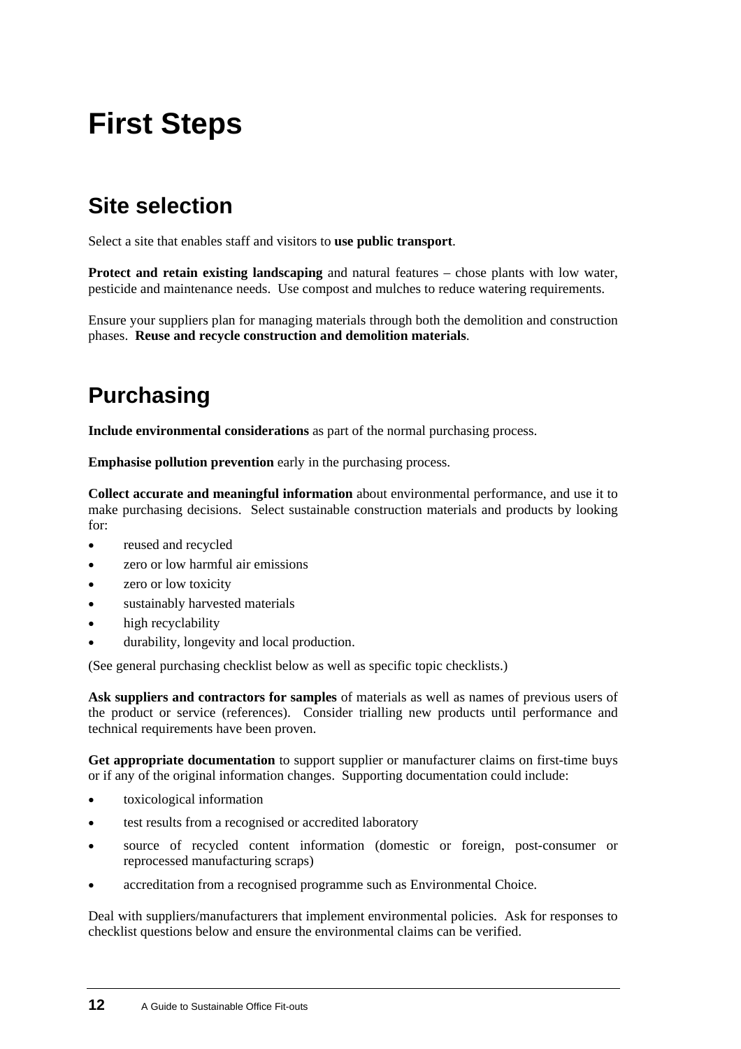# First Steps

## Site selection

Select a site that enables staff and visitors to **use public transport**.

**Protect and retain existing landscaping** and natural features – chose plants with low water, pesticide and maintenance needs. Use compost and mulches to reduce watering requirements.

Ensure your suppliers plan for managing materials through both the demolition and construction phases. **Reuse and recycle construction and demolition materials**.

## Purchasing

**Include environmental considerations** as part of the normal purchasing process.

**Emphasise pollution prevention** early in the purchasing process.

**Collect accurate and meaningful information** about environmental performance, and use it to make purchasing decisions. Select sustainable construction materials and products by looking for:

- reused and recycled
- zero or low harmful air emissions
- zero or low toxicity
- sustainably harvested materials
- high recyclability
- durability, longevity and local production.

(See general purchasing checklist below as well as specific topic checklists.)

**Ask suppliers and contractors for samples** of materials as well as names of previous users of the product or service (references). Consider trialling new products until performance and technical requirements have been proven.

**Get appropriate documentation** to support supplier or manufacturer claims on first-time buys or if any of the original information changes. Supporting documentation could include:

- toxicological information
- test results from a recognised or accredited laboratory
- source of recycled content information (domestic or foreign, post-consumer or reprocessed manufacturing scraps)
- accreditation from a recognised programme such as Environmental Choice.

Deal with suppliers/manufacturers that implement environmental policies. Ask for responses to checklist questions below and ensure the environmental claims can be verified.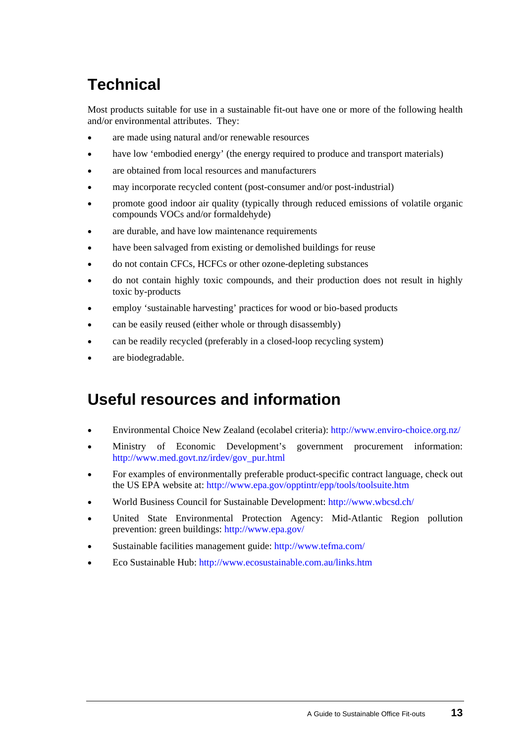## Technical

Most products suitable for use in a sustainable fit-out have one or more of the following health and/or environmental attributes. They:

- are made using natural and/or renewable resources
- have low 'embodied energy' (the energy required to produce and transport materials)
- are obtained from local resources and manufacturers
- may incorporate recycled content (post-consumer and/or post-industrial)
- promote good indoor air quality (typically through reduced emissions of volatile organic compounds VOCs and/or formaldehyde)
- are durable, and have low maintenance requirements
- have been salvaged from existing or demolished buildings for reuse
- do not contain CFCs, HCFCs or other ozone-depleting substances
- do not contain highly toxic compounds, and their production does not result in highly toxic by-products
- employ 'sustainable harvesting' practices for wood or bio-based products
- can be easily reused (either whole or through disassembly)
- can be readily recycled (preferably in a closed-loop recycling system)
- are biodegradable.

## Useful resources and information

- Environmental Choice New Zealand (ecolabel criteria): http://www.enviro-choice.org.nz/
- Ministry of Economic Development's government procurement information: http://www.med.govt.nz/irdev/gov_pur.html
- For examples of environmentally preferable product-specific contract language, check out the US EPA website at: http://www.epa.gov/opptintr/epp/tools/toolsuite.htm
- World Business Council for Sustainable Development: http://www.wbcsd.ch/
- United State Environmental Protection Agency: Mid-Atlantic Region pollution prevention: green buildings: http://www.epa.gov/
- Sustainable facilities management guide: http://www.tefma.com/
- Eco Sustainable Hub: http://www.ecosustainable.com.au/links.htm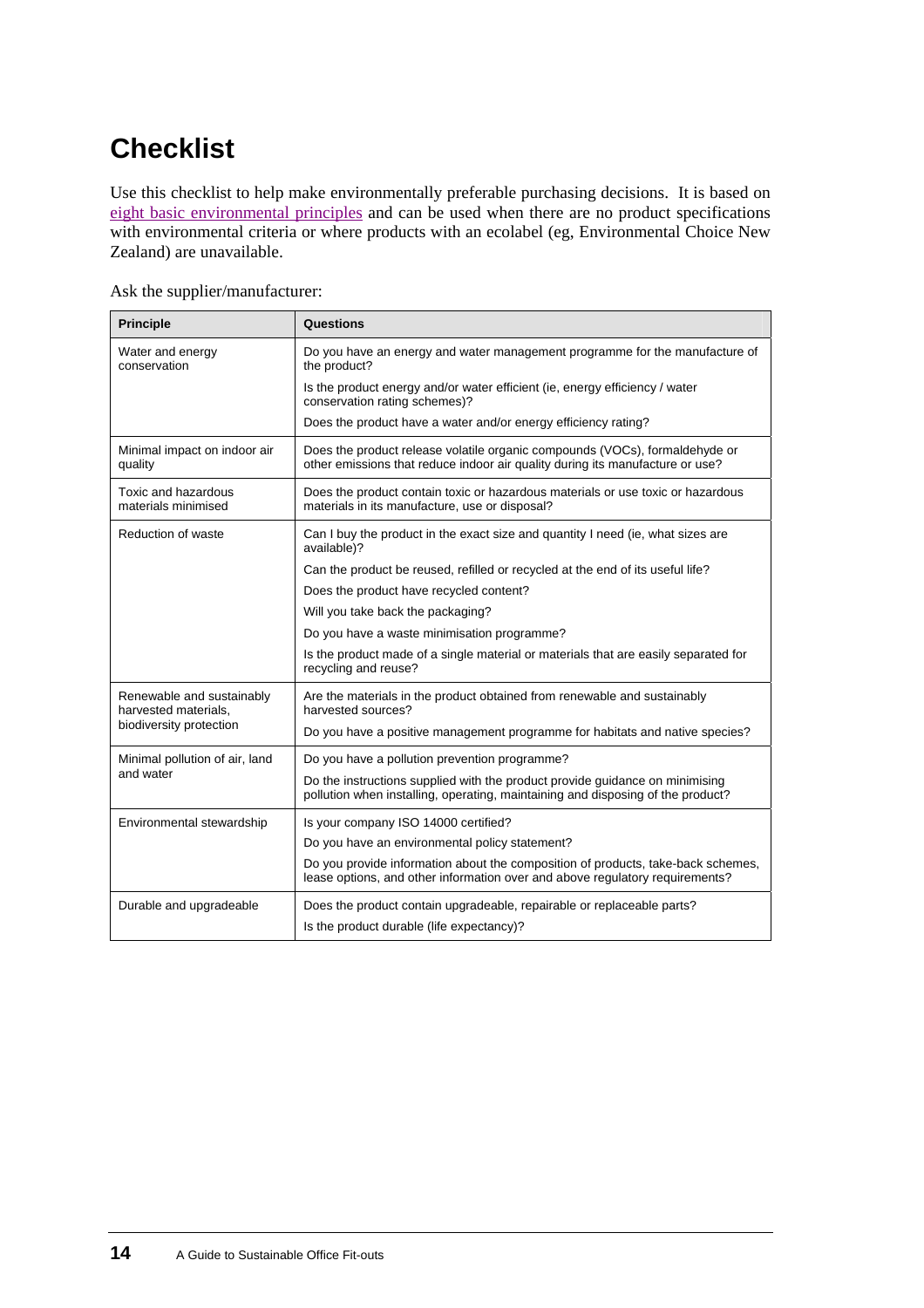# Checklist

Use this checklist to help make environmentally preferable purchasing decisions. It is based on eight basic environmental principles and can be used when there are no product specifications with environmental criteria or where products with an ecolabel (eg, Environmental Choice New Zealand) are unavailable.

Ask the supplier/manufacturer:

| Principle | Questions |
|---|---|
| Water and energy conservation | Do you have an energy and water management programme for the manufacture of the product? |
| | Is the product energy and/or water efficient (ie, energy efficiency / water conservation rating schemes)? |
| | Does the product have a water and/or energy efficiency rating? |
| Minimal impact on indoor air quality | Does the product release volatile organic compounds (VOCs), formaldehyde or other emissions that reduce indoor air quality during its manufacture or use? |
| Toxic and hazardous materials minimised | Does the product contain toxic or hazardous materials or use toxic or hazardous materials in its manufacture, use or disposal? |
| Reduction of waste | Can I buy the product in the exact size and quantity I need (ie, what sizes are available)? |
| | Can the product be reused, refilled or recycled at the end of its useful life? |
| | Does the product have recycled content? |
| | Will you take back the packaging? |
| | Do you have a waste minimisation programme? |
| | Is the product made of a single material or materials that are easily separated for recycling and reuse? |
| Renewable and sustainably harvested materials, biodiversity protection | Are the materials in the product obtained from renewable and sustainably harvested sources? |
| | Do you have a positive management programme for habitats and native species? |
| Minimal pollution of air, land and water | Do you have a pollution prevention programme? |
| | Do the instructions supplied with the product provide guidance on minimising pollution when installing, operating, maintaining and disposing of the product? |
| Environmental stewardship | Is your company ISO 14000 certified? |
| | Do you have an environmental policy statement? |
| | Do you provide information about the composition of products, take-back schemes, lease options, and other information over and above regulatory requirements? |
| Durable and upgradeable | Does the product contain upgradeable, repairable or replaceable parts? |
| | Is the product durable (life expectancy)? |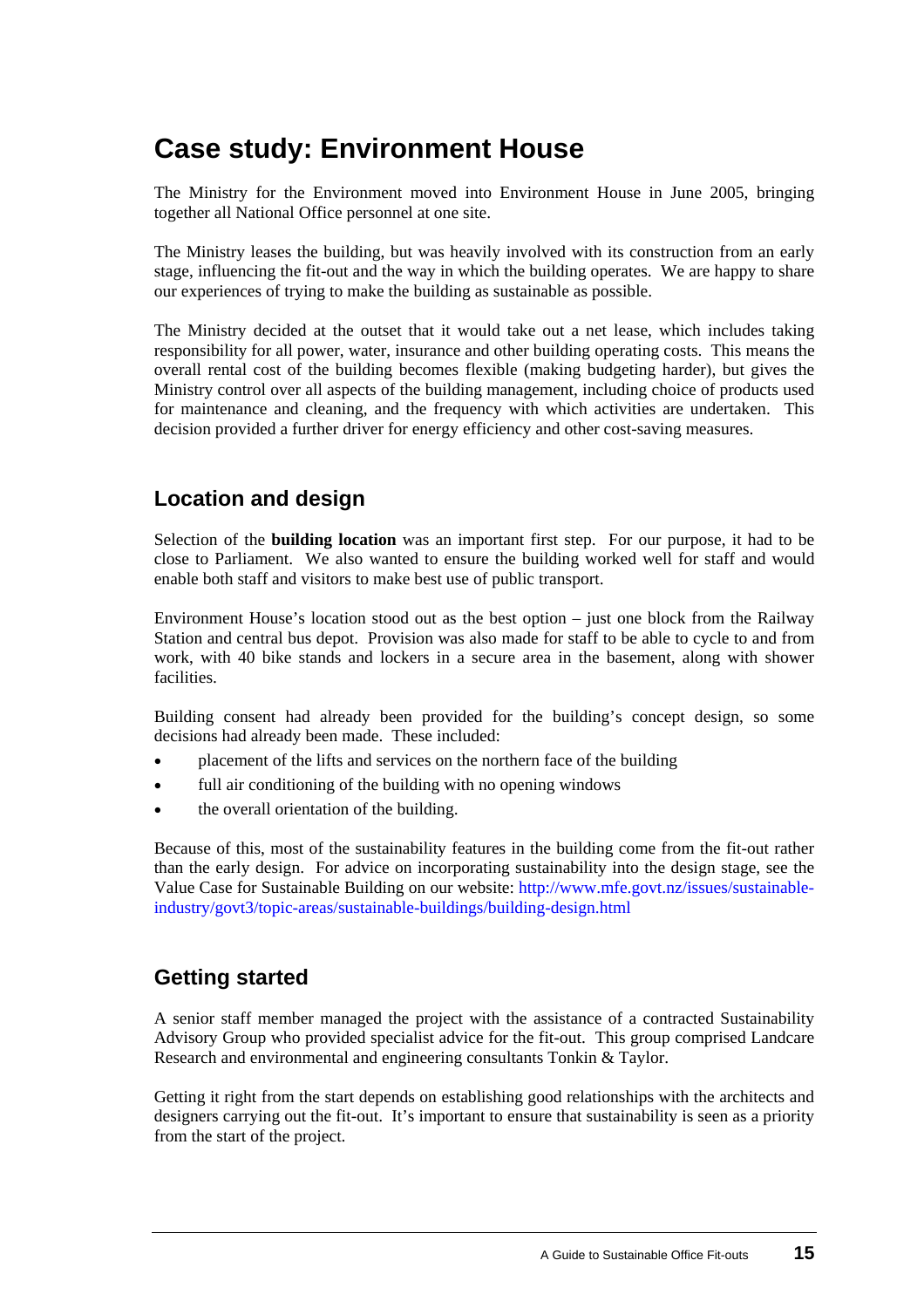# Case study: Environment House

The Ministry for the Environment moved into Environment House in June 2005, bringing together all National Office personnel at one site.

The Ministry leases the building, but was heavily involved with its construction from an early stage, influencing the fit-out and the way in which the building operates. We are happy to share our experiences of trying to make the building as sustainable as possible.

The Ministry decided at the outset that it would take out a net lease, which includes taking responsibility for all power, water, insurance and other building operating costs. This means the overall rental cost of the building becomes flexible (making budgeting harder), but gives the Ministry control over all aspects of the building management, including choice of products used for maintenance and cleaning, and the frequency with which activities are undertaken. This decision provided a further driver for energy efficiency and other cost-saving measures.

## Location and design

Selection of the **building location** was an important first step. For our purpose, it had to be close to Parliament. We also wanted to ensure the building worked well for staff and would enable both staff and visitors to make best use of public transport.

Environment House's location stood out as the best option – just one block from the Railway Station and central bus depot. Provision was also made for staff to be able to cycle to and from work, with 40 bike stands and lockers in a secure area in the basement, along with shower facilities.

Building consent had already been provided for the building's concept design, so some decisions had already been made. These included:

- placement of the lifts and services on the northern face of the building
- full air conditioning of the building with no opening windows
- the overall orientation of the building.

Because of this, most of the sustainability features in the building come from the fit-out rather than the early design. For advice on incorporating sustainability into the design stage, see the Value Case for Sustainable Building on our website: http://www.mfe.govt.nz/issues/sustainable-industry/govt3/topic-areas/sustainable-buildings/building-design.html

## Getting started

A senior staff member managed the project with the assistance of a contracted Sustainability Advisory Group who provided specialist advice for the fit-out. This group comprised Landcare Research and environmental and engineering consultants Tonkin & Taylor.

Getting it right from the start depends on establishing good relationships with the architects and designers carrying out the fit-out. It's important to ensure that sustainability is seen as a priority from the start of the project.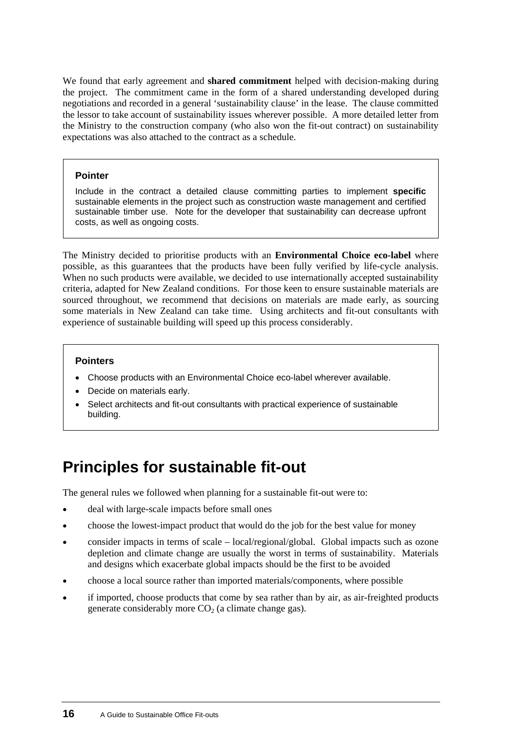We found that early agreement and **shared commitment** helped with decision-making during the project. The commitment came in the form of a shared understanding developed during negotiations and recorded in a general 'sustainability clause' in the lease. The clause committed the lessor to take account of sustainability issues wherever possible. A more detailed letter from the Ministry to the construction company (who also won the fit-out contract) on sustainability expectations was also attached to the contract as a schedule.

> **Pointer**
>
> Include in the contract a detailed clause committing parties to implement **specific** sustainable elements in the project such as construction waste management and certified sustainable timber use. Note for the developer that sustainability can decrease upfront costs, as well as ongoing costs.

The Ministry decided to prioritise products with an **Environmental Choice eco-label** where possible, as this guarantees that the products have been fully verified by life-cycle analysis. When no such products were available, we decided to use internationally accepted sustainability criteria, adapted for New Zealand conditions. For those keen to ensure sustainable materials are sourced throughout, we recommend that decisions on materials are made early, as sourcing some materials in New Zealand can take time. Using architects and fit-out consultants with experience of sustainable building will speed up this process considerably.

> **Pointers**
>
> - Choose products with an Environmental Choice eco-label wherever available.
> - Decide on materials early.
> - Select architects and fit-out consultants with practical experience of sustainable building.

# Principles for sustainable fit-out

The general rules we followed when planning for a sustainable fit-out were to:

- deal with large-scale impacts before small ones
- choose the lowest-impact product that would do the job for the best value for money
- consider impacts in terms of scale – local/regional/global. Global impacts such as ozone depletion and climate change are usually the worst in terms of sustainability. Materials and designs which exacerbate global impacts should be the first to be avoided
- choose a local source rather than imported materials/components, where possible
- if imported, choose products that come by sea rather than by air, as air-freighted products generate considerably more $CO_2$ (a climate change gas).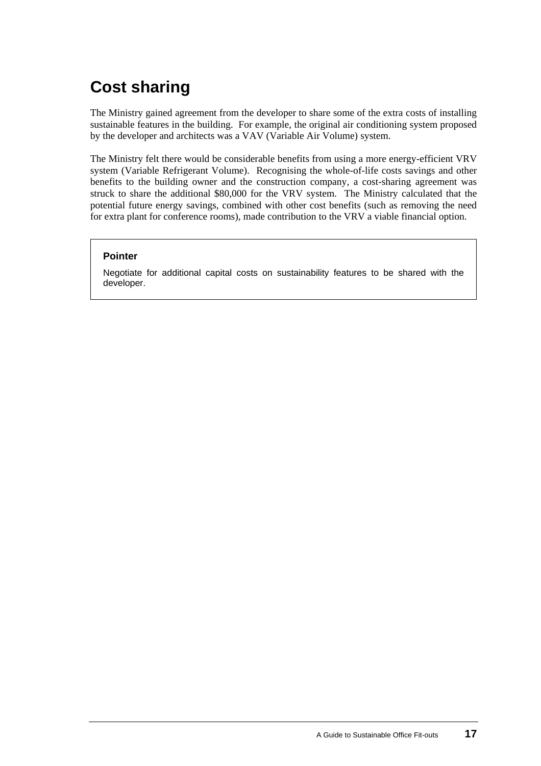# Cost sharing

The Ministry gained agreement from the developer to share some of the extra costs of installing sustainable features in the building. For example, the original air conditioning system proposed by the developer and architects was a VAV (Variable Air Volume) system.

The Ministry felt there would be considerable benefits from using a more energy-efficient VRV system (Variable Refrigerant Volume). Recognising the whole-of-life costs savings and other benefits to the building owner and the construction company, a cost-sharing agreement was struck to share the additional $80,000 for the VRV system. The Ministry calculated that the potential future energy savings, combined with other cost benefits (such as removing the need for extra plant for conference rooms), made contribution to the VRV a viable financial option.

> **Pointer**
>
> Negotiate for additional capital costs on sustainability features to be shared with the developer.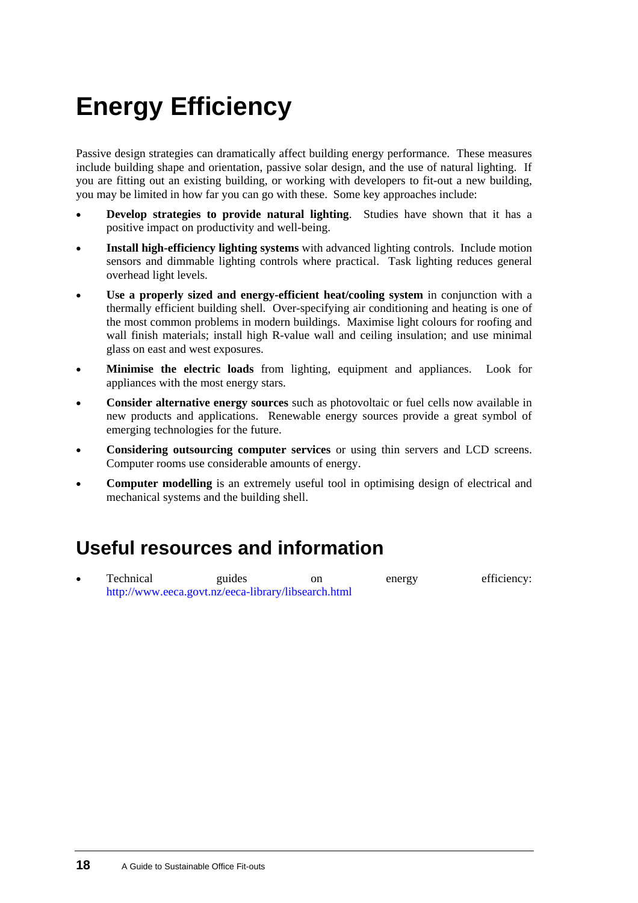# Energy Efficiency

Passive design strategies can dramatically affect building energy performance. These measures include building shape and orientation, passive solar design, and the use of natural lighting. If you are fitting out an existing building, or working with developers to fit-out a new building, you may be limited in how far you can go with these. Some key approaches include:

- **Develop strategies to provide natural lighting**. Studies have shown that it has a positive impact on productivity and well-being.
- **Install high-efficiency lighting systems** with advanced lighting controls. Include motion sensors and dimmable lighting controls where practical. Task lighting reduces general overhead light levels.
- **Use a properly sized and energy-efficient heat/cooling system** in conjunction with a thermally efficient building shell. Over-specifying air conditioning and heating is one of the most common problems in modern buildings. Maximise light colours for roofing and wall finish materials; install high R-value wall and ceiling insulation; and use minimal glass on east and west exposures.
- **Minimise the electric loads** from lighting, equipment and appliances. Look for appliances with the most energy stars.
- **Consider alternative energy sources** such as photovoltaic or fuel cells now available in new products and applications. Renewable energy sources provide a great symbol of emerging technologies for the future.
- **Considering outsourcing computer services** or using thin servers and LCD screens. Computer rooms use considerable amounts of energy.
- **Computer modelling** is an extremely useful tool in optimising design of electrical and mechanical systems and the building shell.

## Useful resources and information

- Technical guides on energy efficiency: http://www.eeca.govt.nz/eeca-library/libsearch.html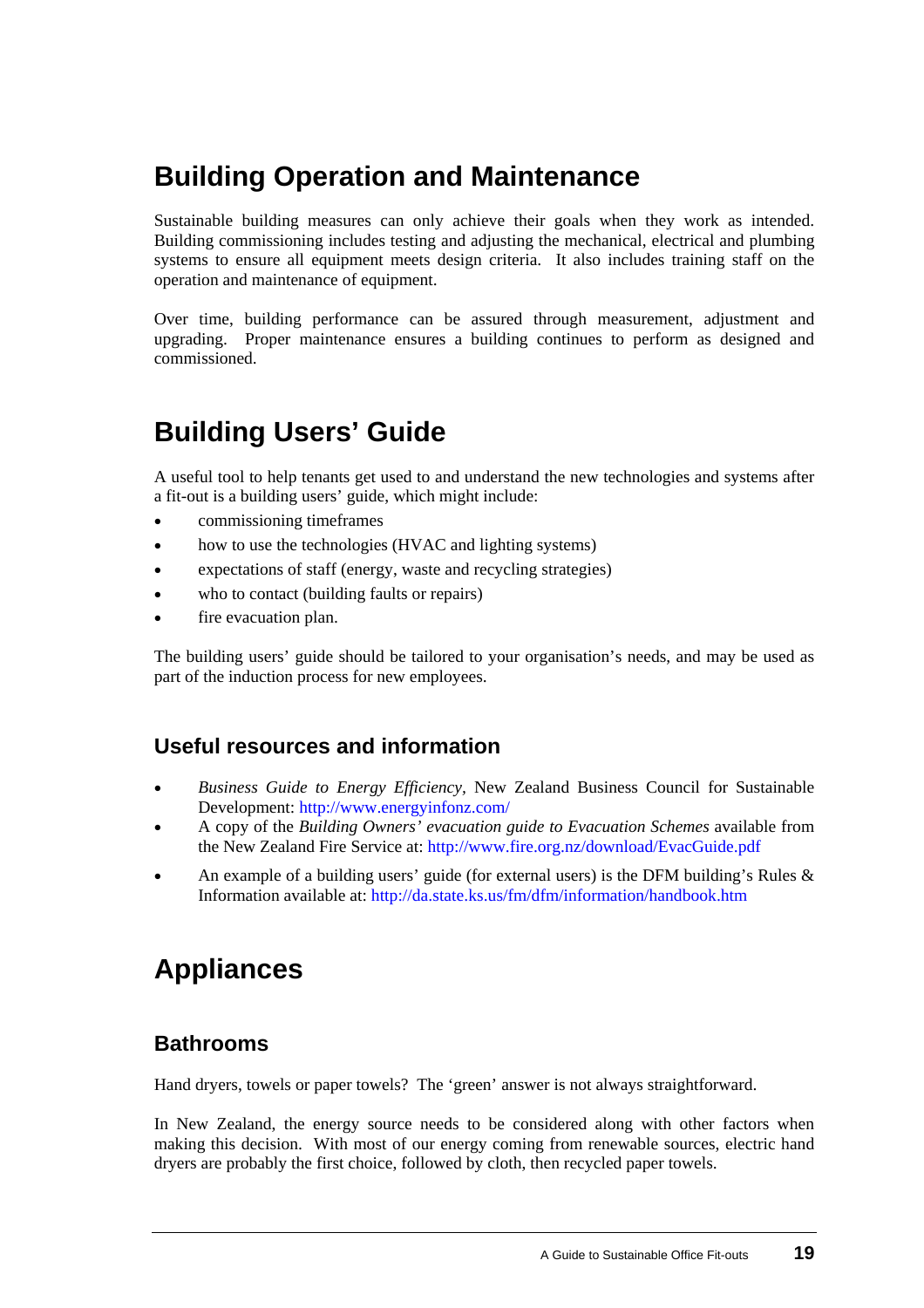# Building Operation and Maintenance

Sustainable building measures can only achieve their goals when they work as intended. Building commissioning includes testing and adjusting the mechanical, electrical and plumbing systems to ensure all equipment meets design criteria. It also includes training staff on the operation and maintenance of equipment.

Over time, building performance can be assured through measurement, adjustment and upgrading. Proper maintenance ensures a building continues to perform as designed and commissioned.

# Building Users' Guide

A useful tool to help tenants get used to and understand the new technologies and systems after a fit-out is a building users' guide, which might include:

- commissioning timeframes
- how to use the technologies (HVAC and lighting systems)
- expectations of staff (energy, waste and recycling strategies)
- who to contact (building faults or repairs)
- fire evacuation plan.

The building users' guide should be tailored to your organisation's needs, and may be used as part of the induction process for new employees.

## Useful resources and information

- *Business Guide to Energy Efficiency*, New Zealand Business Council for Sustainable Development: http://www.energyinfonz.com/
- A copy of the *Building Owners' evacuation guide to Evacuation Schemes* available from the New Zealand Fire Service at: http://www.fire.org.nz/download/EvacGuide.pdf
- An example of a building users' guide (for external users) is the DFM building's Rules & Information available at: http://da.state.ks.us/fm/dfm/information/handbook.htm

# Appliances

## Bathrooms

Hand dryers, towels or paper towels? The 'green' answer is not always straightforward.

In New Zealand, the energy source needs to be considered along with other factors when making this decision. With most of our energy coming from renewable sources, electric hand dryers are probably the first choice, followed by cloth, then recycled paper towels.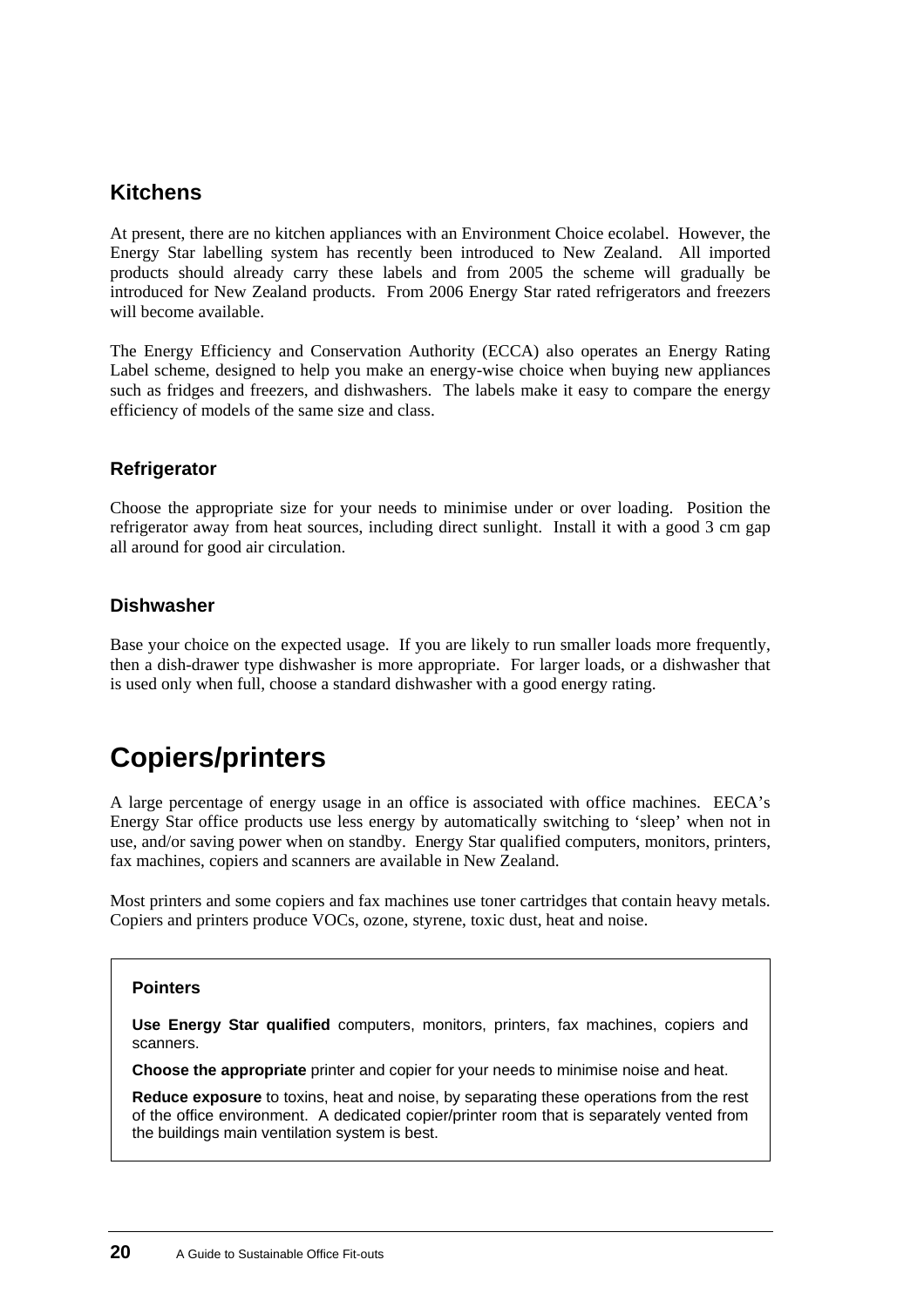## Kitchens

At present, there are no kitchen appliances with an Environment Choice ecolabel. However, the Energy Star labelling system has recently been introduced to New Zealand. All imported products should already carry these labels and from 2005 the scheme will gradually be introduced for New Zealand products. From 2006 Energy Star rated refrigerators and freezers will become available.

The Energy Efficiency and Conservation Authority (ECCA) also operates an Energy Rating Label scheme, designed to help you make an energy-wise choice when buying new appliances such as fridges and freezers, and dishwashers. The labels make it easy to compare the energy efficiency of models of the same size and class.

### Refrigerator

Choose the appropriate size for your needs to minimise under or over loading. Position the refrigerator away from heat sources, including direct sunlight. Install it with a good 3 cm gap all around for good air circulation.

### Dishwasher

Base your choice on the expected usage. If you are likely to run smaller loads more frequently, then a dish-drawer type dishwasher is more appropriate. For larger loads, or a dishwasher that is used only when full, choose a standard dishwasher with a good energy rating.

# Copiers/printers

A large percentage of energy usage in an office is associated with office machines. EECA's Energy Star office products use less energy by automatically switching to 'sleep' when not in use, and/or saving power when on standby. Energy Star qualified computers, monitors, printers, fax machines, copiers and scanners are available in New Zealand.

Most printers and some copiers and fax machines use toner cartridges that contain heavy metals. Copiers and printers produce VOCs, ozone, styrene, toxic dust, heat and noise.

**Pointers**

**Use Energy Star qualified** computers, monitors, printers, fax machines, copiers and scanners.

**Choose the appropriate** printer and copier for your needs to minimise noise and heat.

**Reduce exposure** to toxins, heat and noise, by separating these operations from the rest of the office environment. A dedicated copier/printer room that is separately vented from the buildings main ventilation system is best.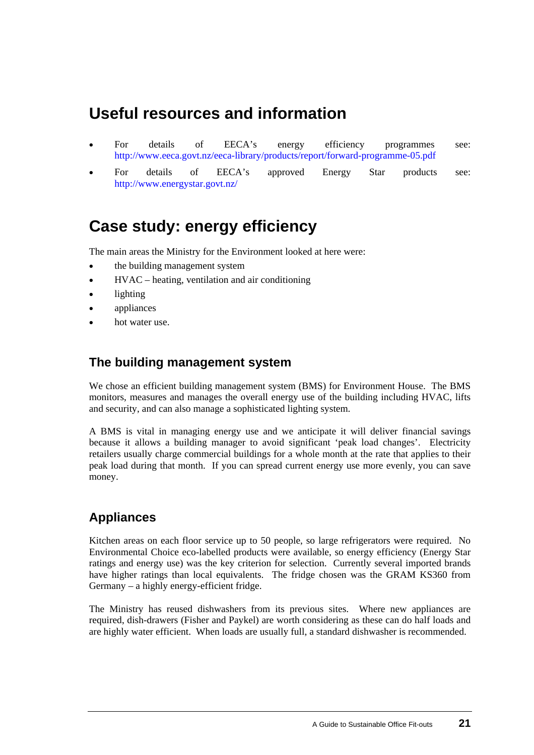# Useful resources and information

- For details of EECA's energy efficiency programmes see: http://www.eeca.govt.nz/eeca-library/products/report/forward-programme-05.pdf
- For details of EECA's approved Energy Star products see: http://www.energystar.govt.nz/

# Case study: energy efficiency

The main areas the Ministry for the Environment looked at here were:

- the building management system
- HVAC – heating, ventilation and air conditioning
- lighting
- appliances
- hot water use.

## The building management system

We chose an efficient building management system (BMS) for Environment House. The BMS monitors, measures and manages the overall energy use of the building including HVAC, lifts and security, and can also manage a sophisticated lighting system.

A BMS is vital in managing energy use and we anticipate it will deliver financial savings because it allows a building manager to avoid significant 'peak load changes'. Electricity retailers usually charge commercial buildings for a whole month at the rate that applies to their peak load during that month. If you can spread current energy use more evenly, you can save money.

## Appliances

Kitchen areas on each floor service up to 50 people, so large refrigerators were required. No Environmental Choice eco-labelled products were available, so energy efficiency (Energy Star ratings and energy use) was the key criterion for selection. Currently several imported brands have higher ratings than local equivalents. The fridge chosen was the GRAM KS360 from Germany – a highly energy-efficient fridge.

The Ministry has reused dishwashers from its previous sites. Where new appliances are required, dish-drawers (Fisher and Paykel) are worth considering as these can do half loads and are highly water efficient. When loads are usually full, a standard dishwasher is recommended.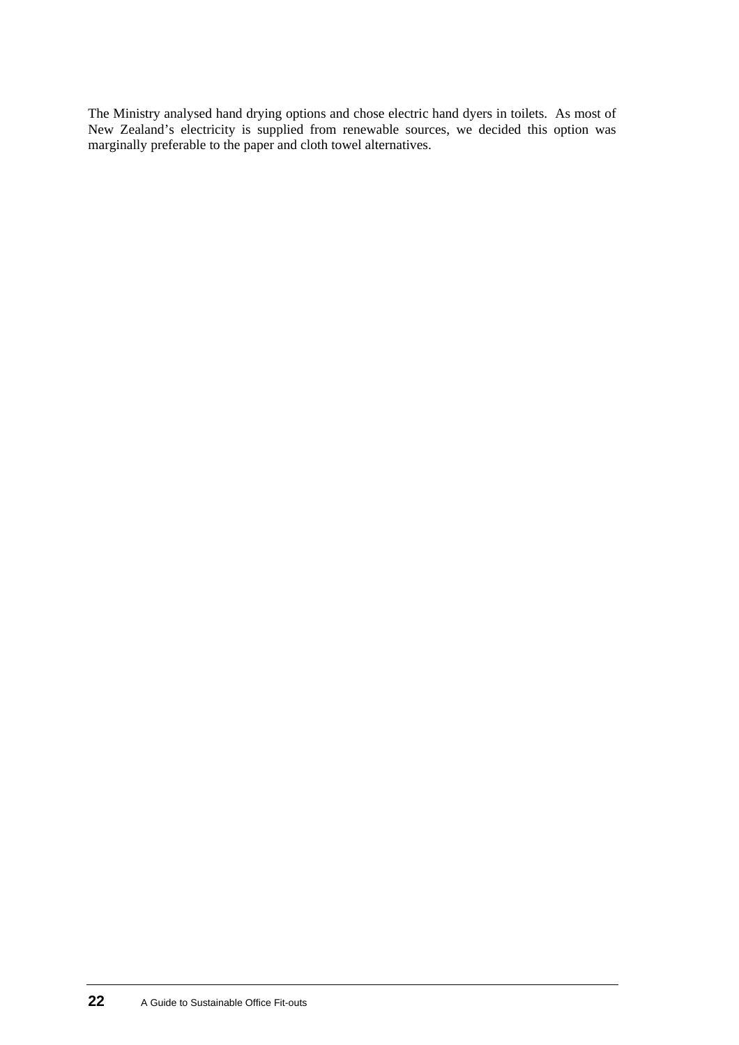The Ministry analysed hand drying options and chose electric hand dyers in toilets. As most of New Zealand's electricity is supplied from renewable sources, we decided this option was marginally preferable to the paper and cloth towel alternatives.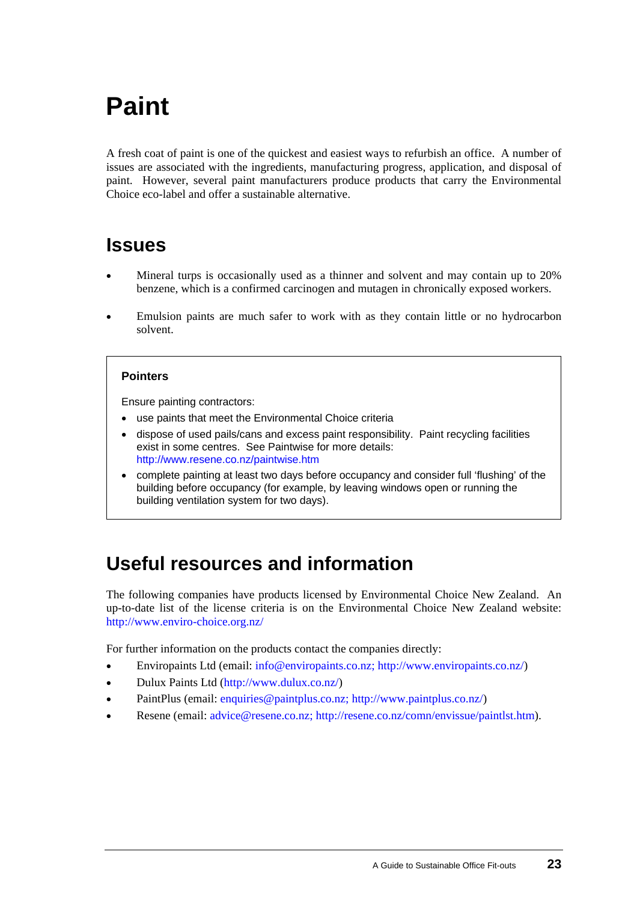# Paint

A fresh coat of paint is one of the quickest and easiest ways to refurbish an office. A number of issues are associated with the ingredients, manufacturing progress, application, and disposal of paint. However, several paint manufacturers produce products that carry the Environmental Choice eco-label and offer a sustainable alternative.

## Issues

- Mineral turps is occasionally used as a thinner and solvent and may contain up to 20% benzene, which is a confirmed carcinogen and mutagen in chronically exposed workers.
- Emulsion paints are much safer to work with as they contain little or no hydrocarbon solvent.

> **Pointers**
>
> Ensure painting contractors:
>
> - use paints that meet the Environmental Choice criteria
> - dispose of used pails/cans and excess paint responsibility. Paint recycling facilities exist in some centres. See Paintwise for more details: http://www.resene.co.nz/paintwise.htm
> - complete painting at least two days before occupancy and consider full 'flushing' of the building before occupancy (for example, by leaving windows open or running the building ventilation system for two days).

## Useful resources and information

The following companies have products licensed by Environmental Choice New Zealand. An up-to-date list of the license criteria is on the Environmental Choice New Zealand website: http://www.enviro-choice.org.nz/

For further information on the products contact the companies directly:

- Enviropaints Ltd (email: info@enviropaints.co.nz; http://www.enviropaints.co.nz/)
- Dulux Paints Ltd (http://www.dulux.co.nz/)
- PaintPlus (email: enquiries@paintplus.co.nz; http://www.paintplus.co.nz/)
- Resene (email: advice@resene.co.nz; http://resene.co.nz/comn/envissue/paintlst.htm).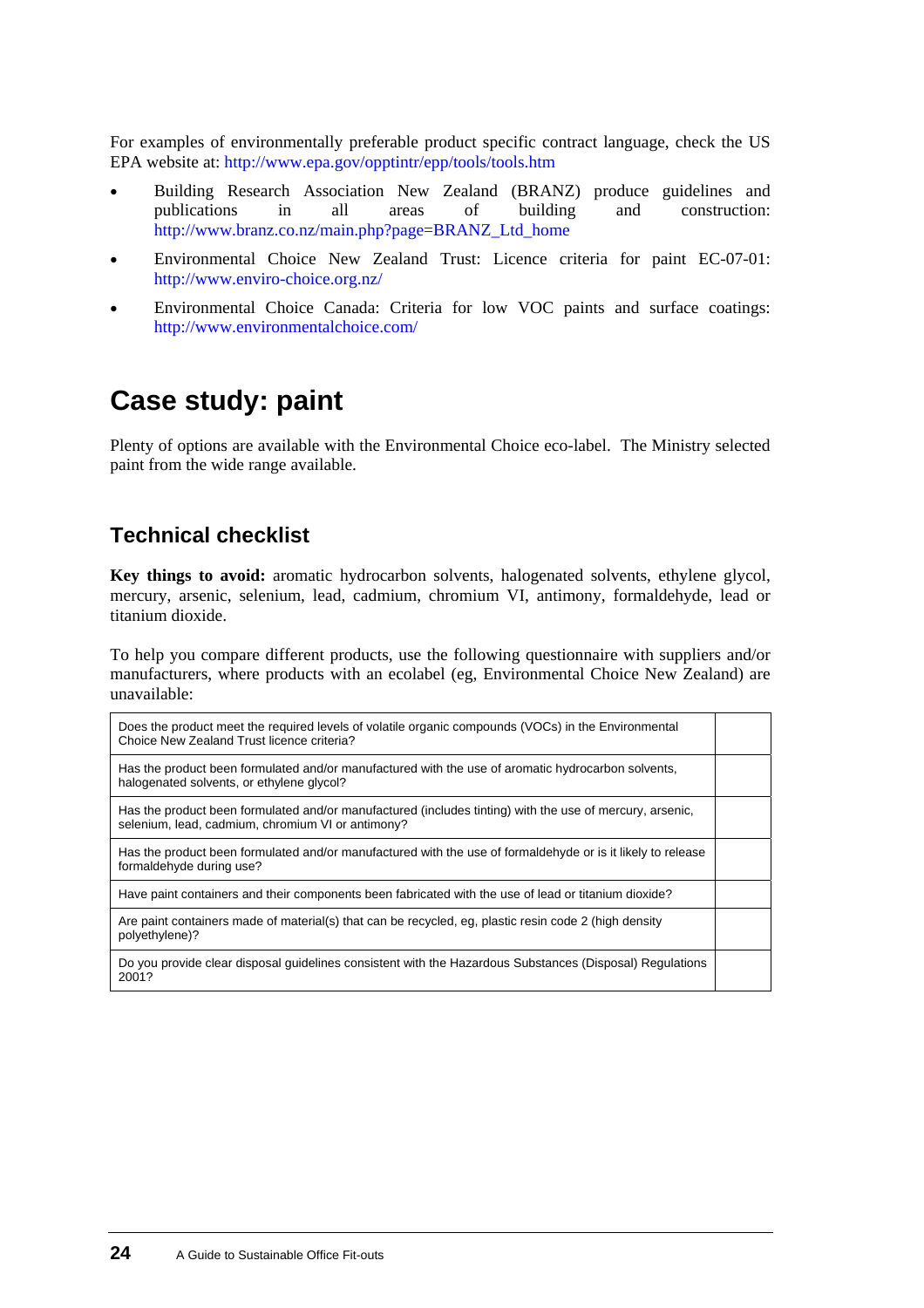For examples of environmentally preferable product specific contract language, check the US EPA website at: http://www.epa.gov/opptintr/epp/tools/tools.htm

- Building Research Association New Zealand (BRANZ) produce guidelines and publications in all areas of building and construction: http://www.branz.co.nz/main.php?page=BRANZ_Ltd_home
- Environmental Choice New Zealand Trust: Licence criteria for paint EC-07-01: http://www.enviro-choice.org.nz/
- Environmental Choice Canada: Criteria for low VOC paints and surface coatings: http://www.environmentalchoice.com/

# Case study: paint

Plenty of options are available with the Environmental Choice eco-label. The Ministry selected paint from the wide range available.

## Technical checklist

**Key things to avoid:** aromatic hydrocarbon solvents, halogenated solvents, ethylene glycol, mercury, arsenic, selenium, lead, cadmium, chromium VI, antimony, formaldehyde, lead or titanium dioxide.

To help you compare different products, use the following questionnaire with suppliers and/or manufacturers, where products with an ecolabel (eg, Environmental Choice New Zealand) are unavailable:

| | |
|---|---|
| Does the product meet the required levels of volatile organic compounds (VOCs) in the Environmental Choice New Zealand Trust licence criteria? | |
| Has the product been formulated and/or manufactured with the use of aromatic hydrocarbon solvents, halogenated solvents, or ethylene glycol? | |
| Has the product been formulated and/or manufactured (includes tinting) with the use of mercury, arsenic, selenium, lead, cadmium, chromium VI or antimony? | |
| Has the product been formulated and/or manufactured with the use of formaldehyde or is it likely to release formaldehyde during use? | |
| Have paint containers and their components been fabricated with the use of lead or titanium dioxide? | |
| Are paint containers made of material(s) that can be recycled, eg, plastic resin code 2 (high density polyethylene)? | |
| Do you provide clear disposal guidelines consistent with the Hazardous Substances (Disposal) Regulations 2001? | |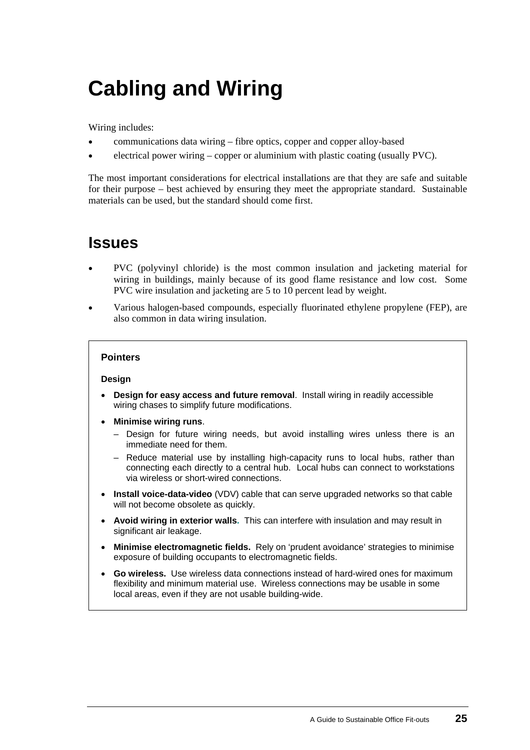# Cabling and Wiring

Wiring includes:

- communications data wiring – fibre optics, copper and copper alloy-based
- electrical power wiring – copper or aluminium with plastic coating (usually PVC).

The most important considerations for electrical installations are that they are safe and suitable for their purpose – best achieved by ensuring they meet the appropriate standard. Sustainable materials can be used, but the standard should come first.

## Issues

- PVC (polyvinyl chloride) is the most common insulation and jacketing material for wiring in buildings, mainly because of its good flame resistance and low cost. Some PVC wire insulation and jacketing are 5 to 10 percent lead by weight.
- Various halogen-based compounds, especially fluorinated ethylene propylene (FEP), are also common in data wiring insulation.

### Pointers

#### Design

- **Design for easy access and future removal**. Install wiring in readily accessible wiring chases to simplify future modifications.
- **Minimise wiring runs**.
  - Design for future wiring needs, but avoid installing wires unless there is an immediate need for them.
  - Reduce material use by installing high-capacity runs to local hubs, rather than connecting each directly to a central hub. Local hubs can connect to workstations via wireless or short-wired connections.
- **Install voice-data-video** (VDV) cable that can serve upgraded networks so that cable will not become obsolete as quickly.
- **Avoid wiring in exterior walls.** This can interfere with insulation and may result in significant air leakage.
- **Minimise electromagnetic fields.** Rely on 'prudent avoidance' strategies to minimise exposure of building occupants to electromagnetic fields.
- **Go wireless.** Use wireless data connections instead of hard-wired ones for maximum flexibility and minimum material use. Wireless connections may be usable in some local areas, even if they are not usable building-wide.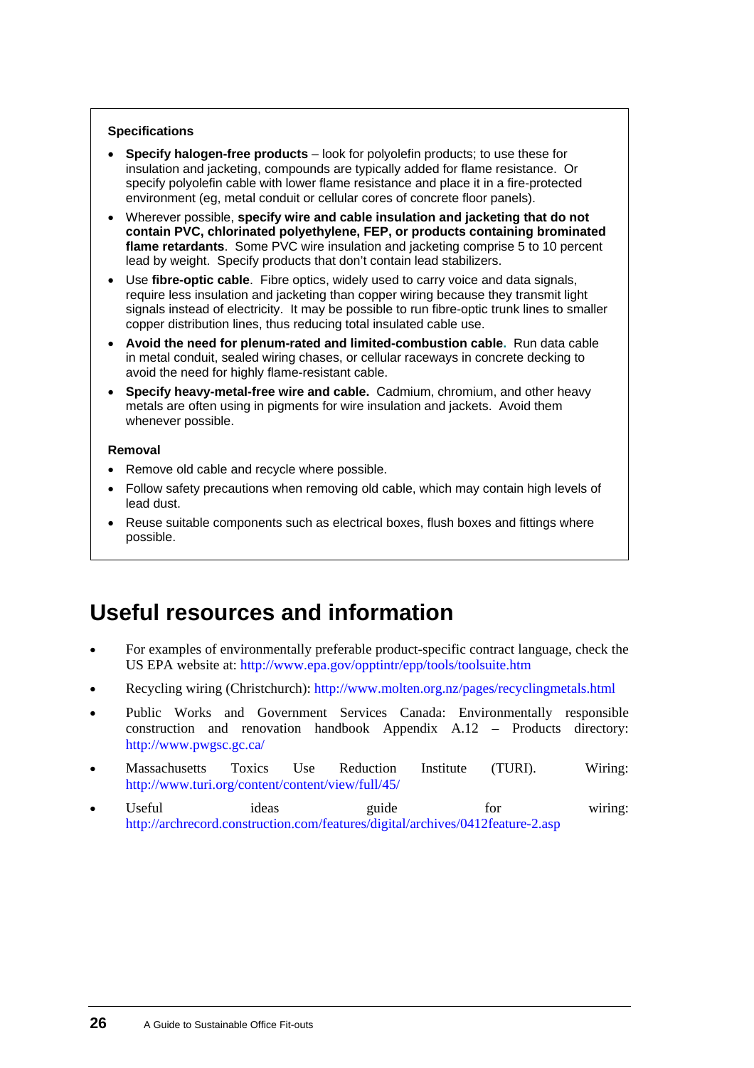**Specifications**

- **Specify halogen-free products** – look for polyolefin products; to use these for insulation and jacketing, compounds are typically added for flame resistance. Or specify polyolefin cable with lower flame resistance and place it in a fire-protected environment (eg, metal conduit or cellular cores of concrete floor panels).
- Wherever possible, **specify wire and cable insulation and jacketing that do not contain PVC, chlorinated polyethylene, FEP, or products containing brominated flame retardants**. Some PVC wire insulation and jacketing comprise 5 to 10 percent lead by weight. Specify products that don't contain lead stabilizers.
- Use **fibre-optic cable**. Fibre optics, widely used to carry voice and data signals, require less insulation and jacketing than copper wiring because they transmit light signals instead of electricity. It may be possible to run fibre-optic trunk lines to smaller copper distribution lines, thus reducing total insulated cable use.
- **Avoid the need for plenum-rated and limited-combustion cable**. Run data cable in metal conduit, sealed wiring chases, or cellular raceways in concrete decking to avoid the need for highly flame-resistant cable.
- **Specify heavy-metal-free wire and cable.** Cadmium, chromium, and other heavy metals are often using in pigments for wire insulation and jackets. Avoid them whenever possible.

**Removal**

- Remove old cable and recycle where possible.
- Follow safety precautions when removing old cable, which may contain high levels of lead dust.
- Reuse suitable components such as electrical boxes, flush boxes and fittings where possible.

## Useful resources and information

- For examples of environmentally preferable product-specific contract language, check the US EPA website at: http://www.epa.gov/opptintr/epp/tools/toolsuite.htm
- Recycling wiring (Christchurch): http://www.molten.org.nz/pages/recyclingmetals.html
- Public Works and Government Services Canada: Environmentally responsible construction and renovation handbook Appendix A.12 – Products directory: http://www.pwgsc.gc.ca/
- Massachusetts Toxics Use Reduction Institute (TURI). Wiring: http://www.turi.org/content/content/view/full/45/
- Useful ideas guide for wiring: http://archrecord.construction.com/features/digital/archives/0412feature-2.asp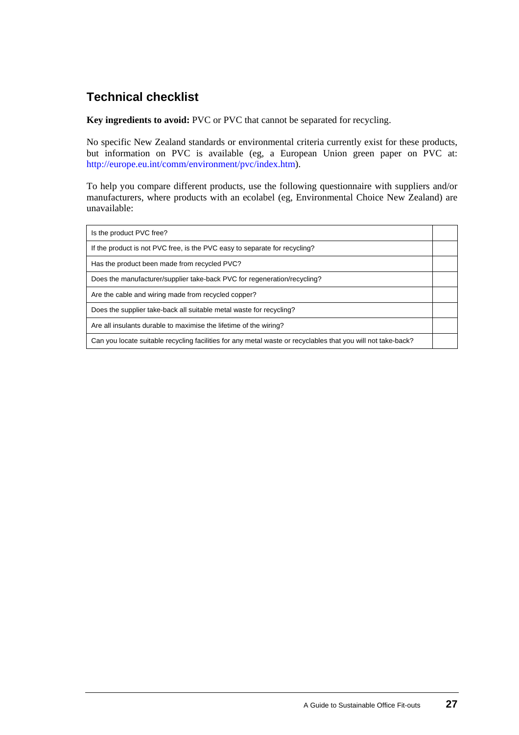## Technical checklist

**Key ingredients to avoid:** PVC or PVC that cannot be separated for recycling.

No specific New Zealand standards or environmental criteria currently exist for these products, but information on PVC is available (eg, a European Union green paper on PVC at: http://europe.eu.int/comm/environment/pvc/index.htm).

To help you compare different products, use the following questionnaire with suppliers and/or manufacturers, where products with an ecolabel (eg, Environmental Choice New Zealand) are unavailable:

| | |
|---|---|
| Is the product PVC free? | |
| If the product is not PVC free, is the PVC easy to separate for recycling? | |
| Has the product been made from recycled PVC? | |
| Does the manufacturer/supplier take-back PVC for regeneration/recycling? | |
| Are the cable and wiring made from recycled copper? | |
| Does the supplier take-back all suitable metal waste for recycling? | |
| Are all insulants durable to maximise the lifetime of the wiring? | |
| Can you locate suitable recycling facilities for any metal waste or recyclables that you will not take-back? | |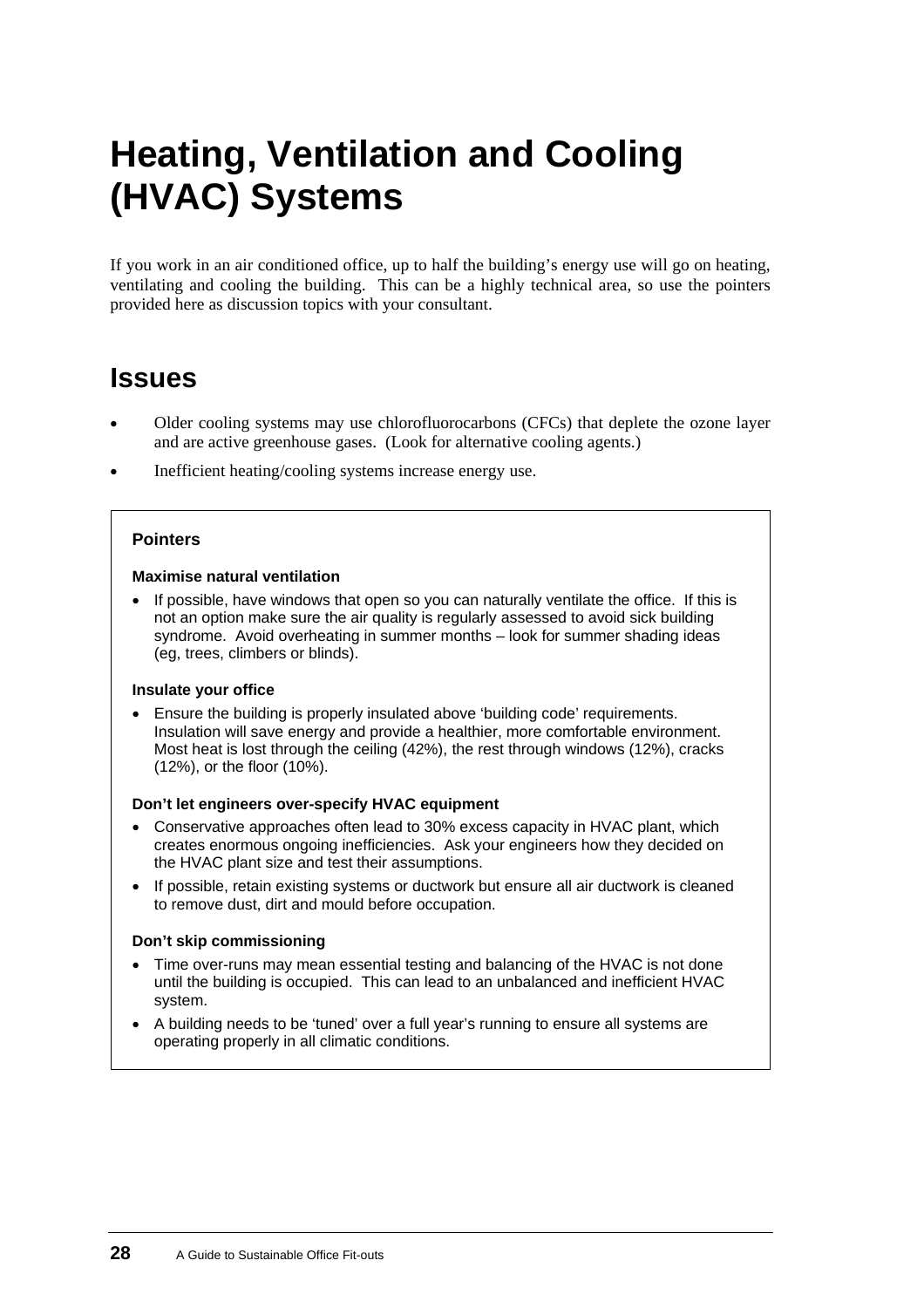# Heating, Ventilation and Cooling (HVAC) Systems

If you work in an air conditioned office, up to half the building's energy use will go on heating, ventilating and cooling the building. This can be a highly technical area, so use the pointers provided here as discussion topics with your consultant.

## Issues

- Older cooling systems may use chlorofluorocarbons (CFCs) that deplete the ozone layer and are active greenhouse gases. (Look for alternative cooling agents.)
- Inefficient heating/cooling systems increase energy use.

### Pointers

**Maximise natural ventilation**

- If possible, have windows that open so you can naturally ventilate the office. If this is not an option make sure the air quality is regularly assessed to avoid sick building syndrome. Avoid overheating in summer months – look for summer shading ideas (eg, trees, climbers or blinds).

**Insulate your office**

- Ensure the building is properly insulated above 'building code' requirements. Insulation will save energy and provide a healthier, more comfortable environment. Most heat is lost through the ceiling (42%), the rest through windows (12%), cracks (12%), or the floor (10%).

**Don't let engineers over-specify HVAC equipment**

- Conservative approaches often lead to 30% excess capacity in HVAC plant, which creates enormous ongoing inefficiencies. Ask your engineers how they decided on the HVAC plant size and test their assumptions.
- If possible, retain existing systems or ductwork but ensure all air ductwork is cleaned to remove dust, dirt and mould before occupation.

**Don't skip commissioning**

- Time over-runs may mean essential testing and balancing of the HVAC is not done until the building is occupied. This can lead to an unbalanced and inefficient HVAC system.
- A building needs to be 'tuned' over a full year's running to ensure all systems are operating properly in all climatic conditions.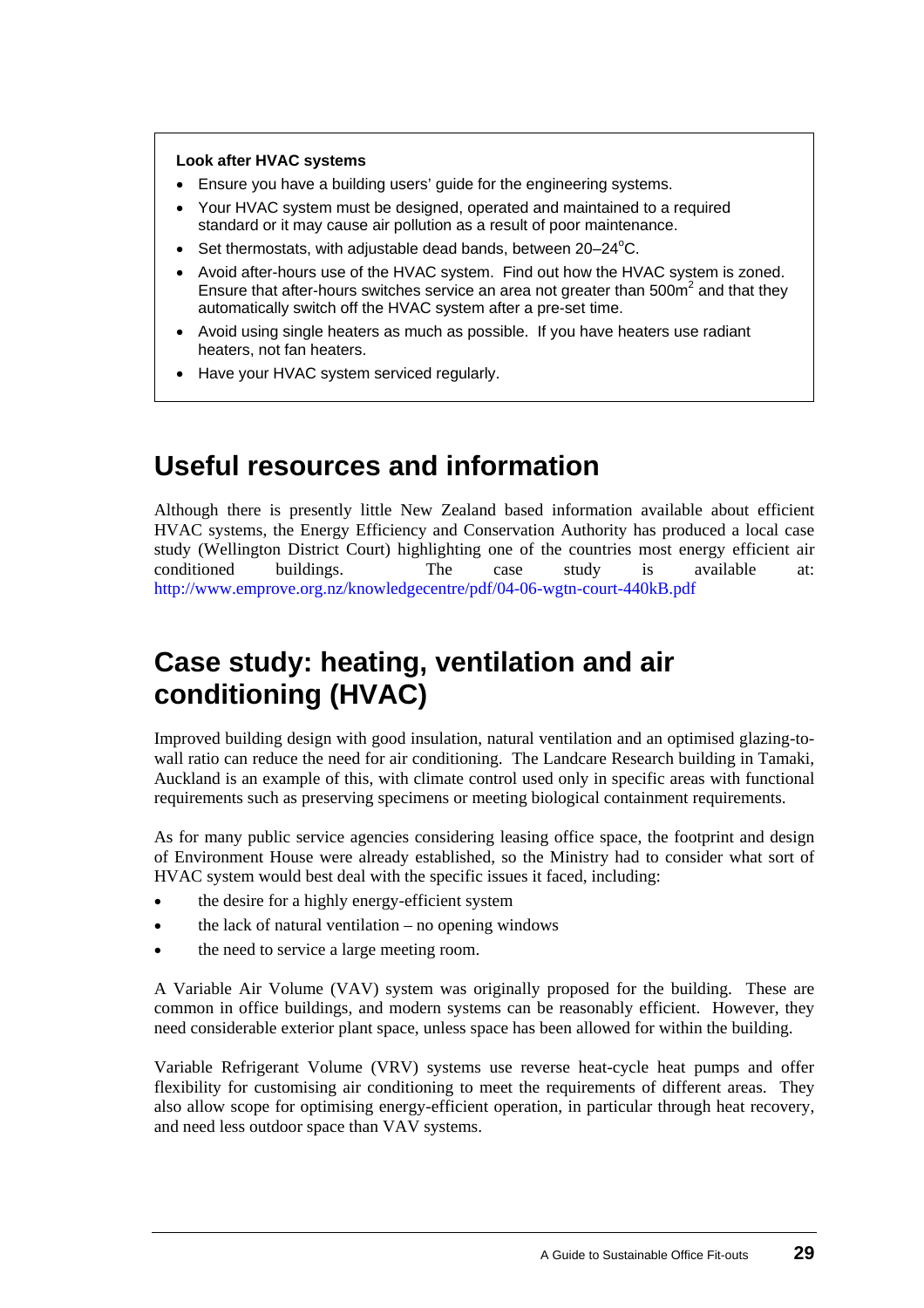**Look after HVAC systems**

- Ensure you have a building users' guide for the engineering systems.
- Your HVAC system must be designed, operated and maintained to a required standard or it may cause air pollution as a result of poor maintenance.
- Set thermostats, with adjustable dead bands, between 20–24°C.
- Avoid after-hours use of the HVAC system. Find out how the HVAC system is zoned. Ensure that after-hours switches service an area not greater than $500m^2$ and that they automatically switch off the HVAC system after a pre-set time.
- Avoid using single heaters as much as possible. If you have heaters use radiant heaters, not fan heaters.
- Have your HVAC system serviced regularly.

## Useful resources and information

Although there is presently little New Zealand based information available about efficient HVAC systems, the Energy Efficiency and Conservation Authority has produced a local case study (Wellington District Court) highlighting one of the countries most energy efficient air conditioned buildings. The case study is available at: http://www.emprove.org.nz/knowledgecentre/pdf/04-06-wgtn-court-440kB.pdf

## Case study: heating, ventilation and air conditioning (HVAC)

Improved building design with good insulation, natural ventilation and an optimised glazing-to-wall ratio can reduce the need for air conditioning. The Landcare Research building in Tamaki, Auckland is an example of this, with climate control used only in specific areas with functional requirements such as preserving specimens or meeting biological containment requirements.

As for many public service agencies considering leasing office space, the footprint and design of Environment House were already established, so the Ministry had to consider what sort of HVAC system would best deal with the specific issues it faced, including:

- the desire for a highly energy-efficient system
- the lack of natural ventilation – no opening windows
- the need to service a large meeting room.

A Variable Air Volume (VAV) system was originally proposed for the building. These are common in office buildings, and modern systems can be reasonably efficient. However, they need considerable exterior plant space, unless space has been allowed for within the building.

Variable Refrigerant Volume (VRV) systems use reverse heat-cycle heat pumps and offer flexibility for customising air conditioning to meet the requirements of different areas. They also allow scope for optimising energy-efficient operation, in particular through heat recovery, and need less outdoor space than VAV systems.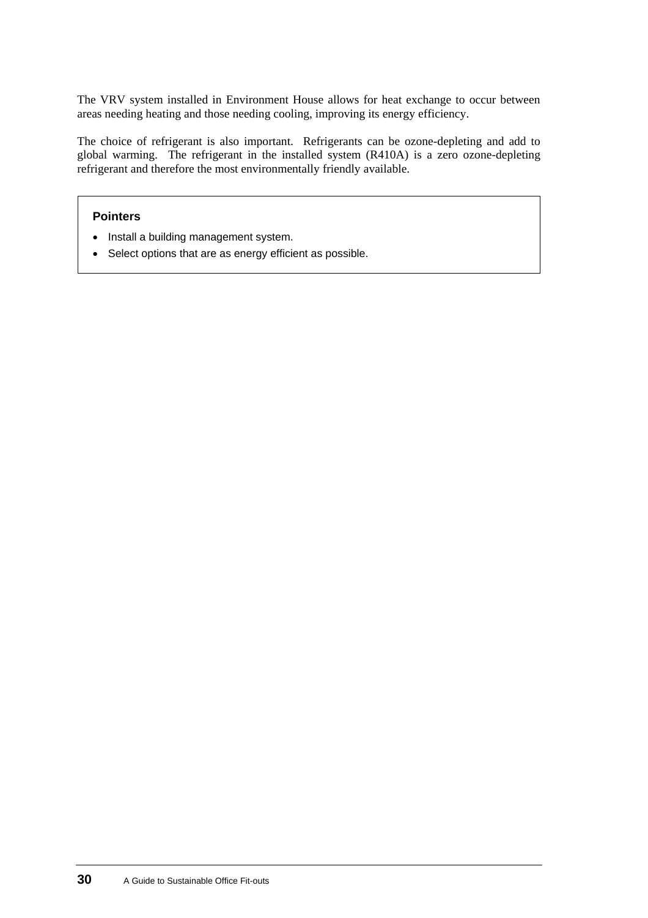The VRV system installed in Environment House allows for heat exchange to occur between areas needing heating and those needing cooling, improving its energy efficiency.

The choice of refrigerant is also important. Refrigerants can be ozone-depleting and add to global warming. The refrigerant in the installed system (R410A) is a zero ozone-depleting refrigerant and therefore the most environmentally friendly available.

**Pointers**

- Install a building management system.
- Select options that are as energy efficient as possible.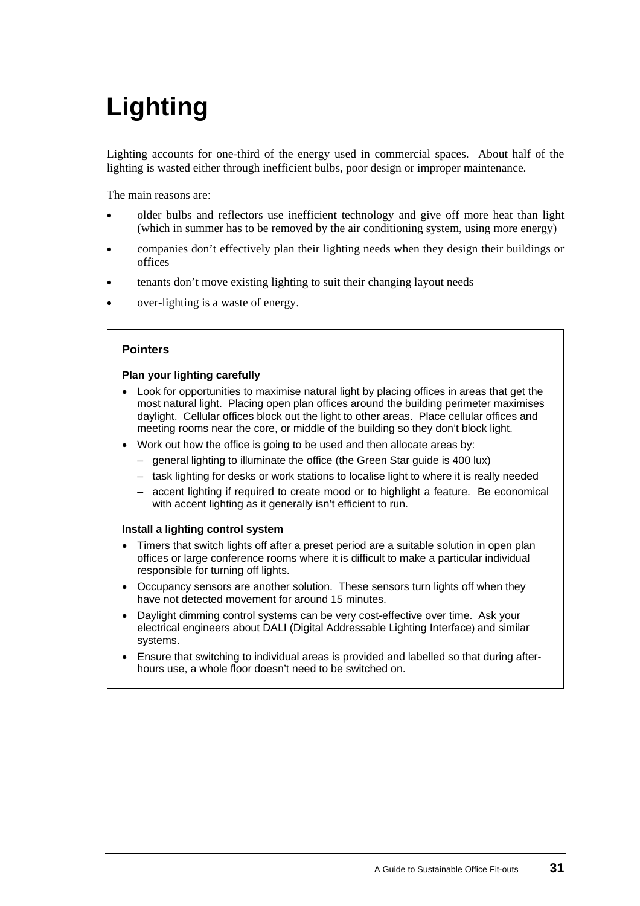# Lighting

Lighting accounts for one-third of the energy used in commercial spaces. About half of the lighting is wasted either through inefficient bulbs, poor design or improper maintenance.

The main reasons are:

- older bulbs and reflectors use inefficient technology and give off more heat than light (which in summer has to be removed by the air conditioning system, using more energy)
- companies don't effectively plan their lighting needs when they design their buildings or offices
- tenants don't move existing lighting to suit their changing layout needs
- over-lighting is a waste of energy.

## Pointers

### Plan your lighting carefully

- Look for opportunities to maximise natural light by placing offices in areas that get the most natural light. Placing open plan offices around the building perimeter maximises daylight. Cellular offices block out the light to other areas. Place cellular offices and meeting rooms near the core, or middle of the building so they don't block light.
- Work out how the office is going to be used and then allocate areas by:
  - general lighting to illuminate the office (the Green Star guide is 400 lux)
  - task lighting for desks or work stations to localise light to where it is really needed
  - accent lighting if required to create mood or to highlight a feature. Be economical with accent lighting as it generally isn't efficient to run.

### Install a lighting control system

- Timers that switch lights off after a preset period are a suitable solution in open plan offices or large conference rooms where it is difficult to make a particular individual responsible for turning off lights.
- Occupancy sensors are another solution. These sensors turn lights off when they have not detected movement for around 15 minutes.
- Daylight dimming control systems can be very cost-effective over time. Ask your electrical engineers about DALI (Digital Addressable Lighting Interface) and similar systems.
- Ensure that switching to individual areas is provided and labelled so that during after-hours use, a whole floor doesn't need to be switched on.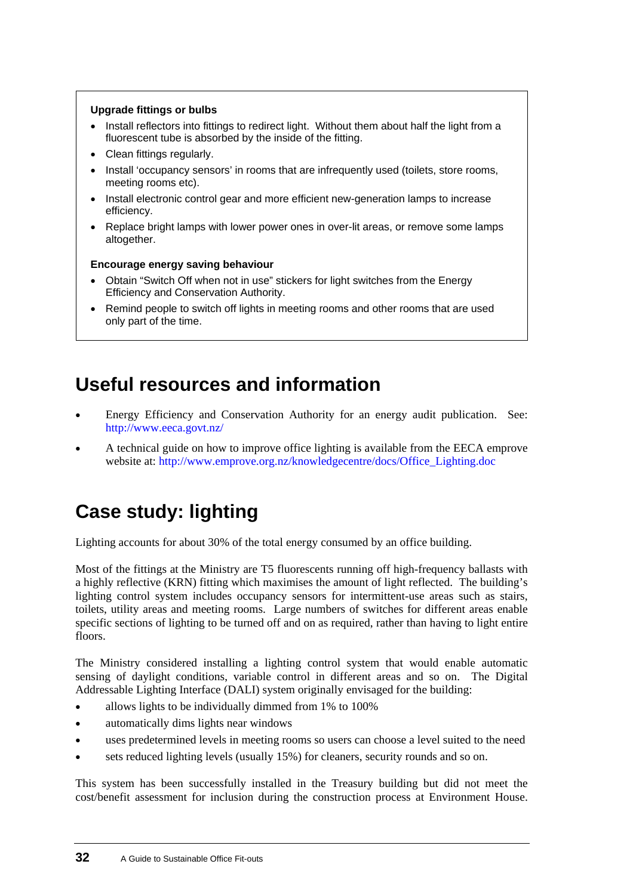**Upgrade fittings or bulbs**

- Install reflectors into fittings to redirect light. Without them about half the light from a fluorescent tube is absorbed by the inside of the fitting.
- Clean fittings regularly.
- Install 'occupancy sensors' in rooms that are infrequently used (toilets, store rooms, meeting rooms etc).
- Install electronic control gear and more efficient new-generation lamps to increase efficiency.
- Replace bright lamps with lower power ones in over-lit areas, or remove some lamps altogether.

**Encourage energy saving behaviour**

- Obtain "Switch Off when not in use" stickers for light switches from the Energy Efficiency and Conservation Authority.
- Remind people to switch off lights in meeting rooms and other rooms that are used only part of the time.

## Useful resources and information

- Energy Efficiency and Conservation Authority for an energy audit publication. See: http://www.eeca.govt.nz/
- A technical guide on how to improve office lighting is available from the EECA emprove website at: http://www.emprove.org.nz/knowledgecentre/docs/Office_Lighting.doc

## Case study: lighting

Lighting accounts for about 30% of the total energy consumed by an office building.

Most of the fittings at the Ministry are T5 fluorescents running off high-frequency ballasts with a highly reflective (KRN) fitting which maximises the amount of light reflected. The building's lighting control system includes occupancy sensors for intermittent-use areas such as stairs, toilets, utility areas and meeting rooms. Large numbers of switches for different areas enable specific sections of lighting to be turned off and on as required, rather than having to light entire floors.

The Ministry considered installing a lighting control system that would enable automatic sensing of daylight conditions, variable control in different areas and so on. The Digital Addressable Lighting Interface (DALI) system originally envisaged for the building:

- allows lights to be individually dimmed from 1% to 100%
- automatically dims lights near windows
- uses predetermined levels in meeting rooms so users can choose a level suited to the need
- sets reduced lighting levels (usually 15%) for cleaners, security rounds and so on.

This system has been successfully installed in the Treasury building but did not meet the cost/benefit assessment for inclusion during the construction process at Environment House.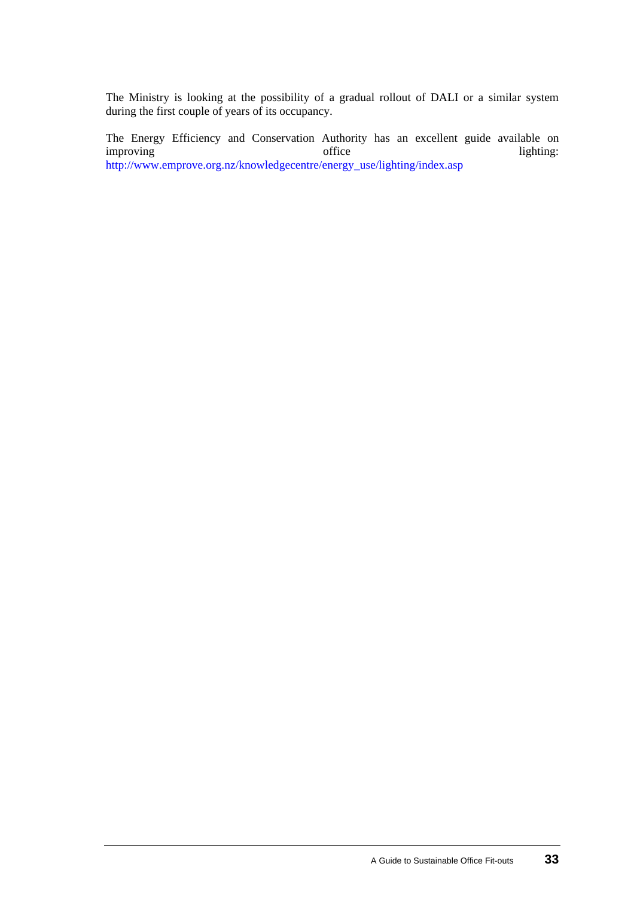The Ministry is looking at the possibility of a gradual rollout of DALI or a similar system during the first couple of years of its occupancy.

The Energy Efficiency and Conservation Authority has an excellent guide available on improving office lighting: http://www.emprove.org.nz/knowledgecentre/energy_use/lighting/index.asp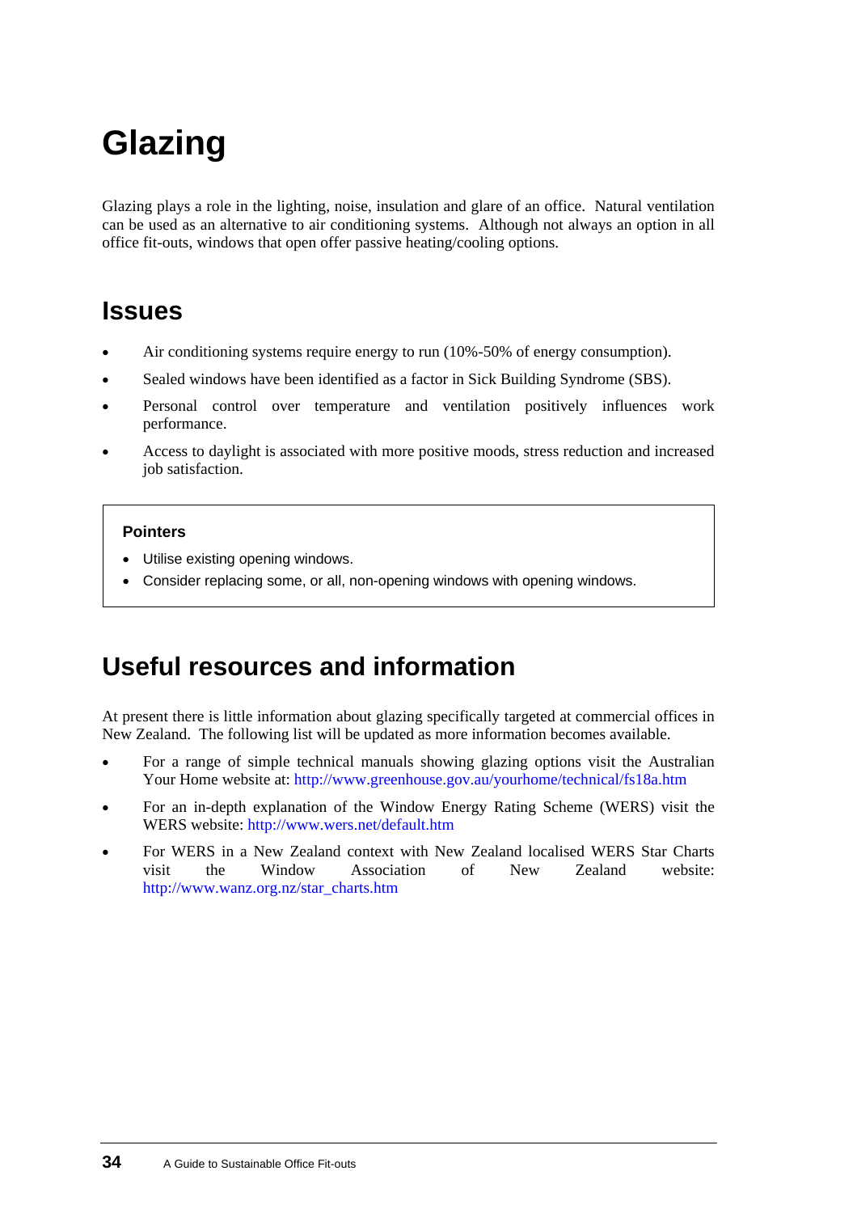# Glazing

Glazing plays a role in the lighting, noise, insulation and glare of an office. Natural ventilation can be used as an alternative to air conditioning systems. Although not always an option in all office fit-outs, windows that open offer passive heating/cooling options.

## Issues

- Air conditioning systems require energy to run (10%-50% of energy consumption).
- Sealed windows have been identified as a factor in Sick Building Syndrome (SBS).
- Personal control over temperature and ventilation positively influences work performance.
- Access to daylight is associated with more positive moods, stress reduction and increased job satisfaction.

**Pointers**

- Utilise existing opening windows.
- Consider replacing some, or all, non-opening windows with opening windows.

## Useful resources and information

At present there is little information about glazing specifically targeted at commercial offices in New Zealand. The following list will be updated as more information becomes available.

- For a range of simple technical manuals showing glazing options visit the Australian Your Home website at: http://www.greenhouse.gov.au/yourhome/technical/fs18a.htm
- For an in-depth explanation of the Window Energy Rating Scheme (WERS) visit the WERS website: http://www.wers.net/default.htm
- For WERS in a New Zealand context with New Zealand localised WERS Star Charts visit the Window Association of New Zealand website: http://www.wanz.org.nz/star_charts.htm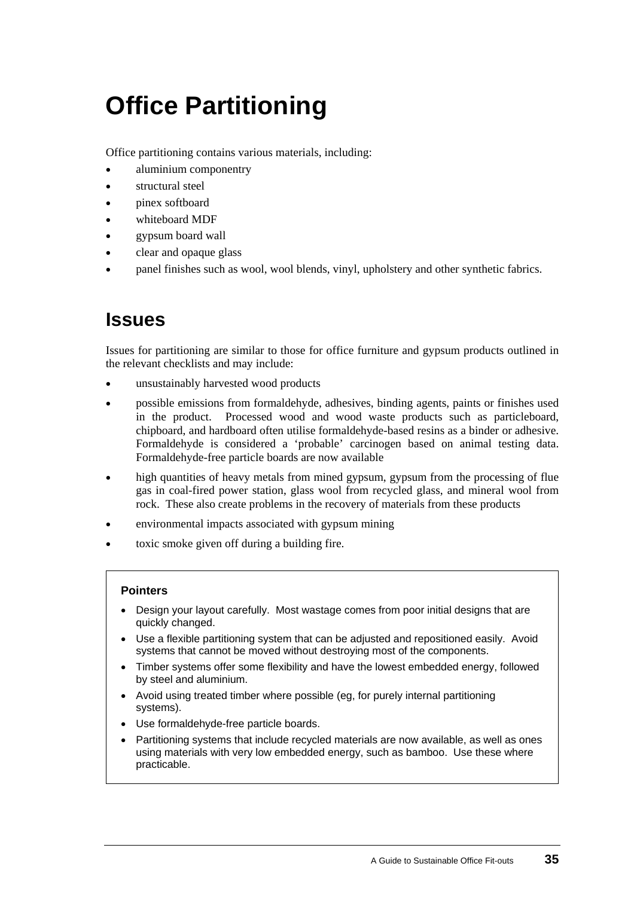# Office Partitioning

Office partitioning contains various materials, including:

- aluminium componentry
- structural steel
- pinex softboard
- whiteboard MDF
- gypsum board wall
- clear and opaque glass
- panel finishes such as wool, wool blends, vinyl, upholstery and other synthetic fabrics.

## Issues

Issues for partitioning are similar to those for office furniture and gypsum products outlined in the relevant checklists and may include:

- unsustainably harvested wood products
- possible emissions from formaldehyde, adhesives, binding agents, paints or finishes used in the product. Processed wood and wood waste products such as particleboard, chipboard, and hardboard often utilise formaldehyde-based resins as a binder or adhesive. Formaldehyde is considered a 'probable' carcinogen based on animal testing data. Formaldehyde-free particle boards are now available
- high quantities of heavy metals from mined gypsum, gypsum from the processing of flue gas in coal-fired power station, glass wool from recycled glass, and mineral wool from rock. These also create problems in the recovery of materials from these products
- environmental impacts associated with gypsum mining
- toxic smoke given off during a building fire.

**Pointers**

- Design your layout carefully. Most wastage comes from poor initial designs that are quickly changed.
- Use a flexible partitioning system that can be adjusted and repositioned easily. Avoid systems that cannot be moved without destroying most of the components.
- Timber systems offer some flexibility and have the lowest embedded energy, followed by steel and aluminium.
- Avoid using treated timber where possible (eg, for purely internal partitioning systems).
- Use formaldehyde-free particle boards.
- Partitioning systems that include recycled materials are now available, as well as ones using materials with very low embedded energy, such as bamboo. Use these where practicable.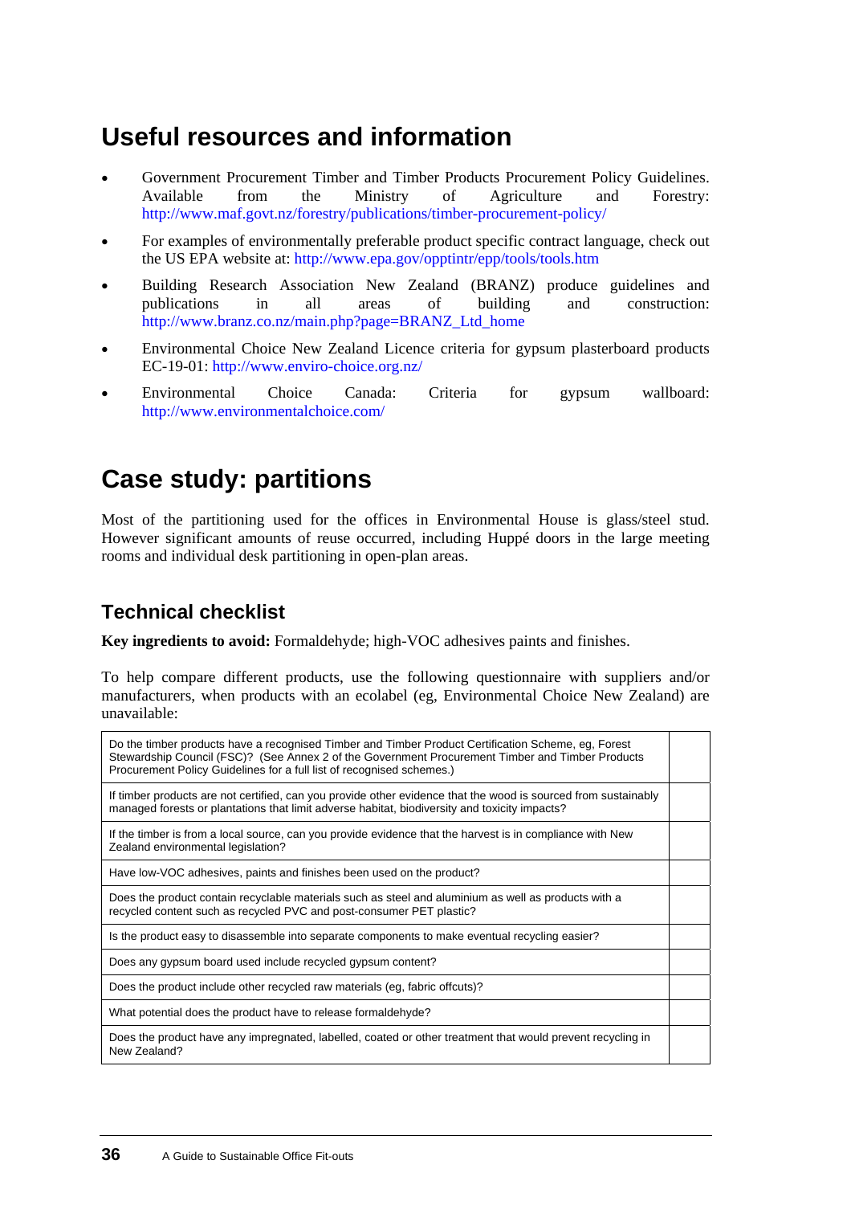## Useful resources and information

- Government Procurement Timber and Timber Products Procurement Policy Guidelines. Available from the Ministry of Agriculture and Forestry: http://www.maf.govt.nz/forestry/publications/timber-procurement-policy/
- For examples of environmentally preferable product specific contract language, check out the US EPA website at: http://www.epa.gov/opptintr/epp/tools/tools.htm
- Building Research Association New Zealand (BRANZ) produce guidelines and publications in all areas of building and construction: http://www.branz.co.nz/main.php?page=BRANZ_Ltd_home
- Environmental Choice New Zealand Licence criteria for gypsum plasterboard products EC-19-01: http://www.enviro-choice.org.nz/
- Environmental Choice Canada: Criteria for gypsum wallboard: http://www.environmentalchoice.com/

## Case study: partitions

Most of the partitioning used for the offices in Environmental House is glass/steel stud. However significant amounts of reuse occurred, including Huppé doors in the large meeting rooms and individual desk partitioning in open-plan areas.

### Technical checklist

**Key ingredients to avoid:** Formaldehyde; high-VOC adhesives paints and finishes.

To help compare different products, use the following questionnaire with suppliers and/or manufacturers, when products with an ecolabel (eg, Environmental Choice New Zealand) are unavailable:

| | |
|---|---|
| Do the timber products have a recognised Timber and Timber Product Certification Scheme, eg, Forest Stewardship Council (FSC)? (See Annex 2 of the Government Procurement Timber and Timber Products Procurement Policy Guidelines for a full list of recognised schemes.) | |
| If timber products are not certified, can you provide other evidence that the wood is sourced from sustainably managed forests or plantations that limit adverse habitat, biodiversity and toxicity impacts? | |
| If the timber is from a local source, can you provide evidence that the harvest is in compliance with New Zealand environmental legislation? | |
| Have low-VOC adhesives, paints and finishes been used on the product? | |
| Does the product contain recyclable materials such as steel and aluminium as well as products with a recycled content such as recycled PVC and post-consumer PET plastic? | |
| Is the product easy to disassemble into separate components to make eventual recycling easier? | |
| Does any gypsum board used include recycled gypsum content? | |
| Does the product include other recycled raw materials (eg, fabric offcuts)? | |
| What potential does the product have to release formaldehyde? | |
| Does the product have any impregnated, labelled, coated or other treatment that would prevent recycling in New Zealand? | |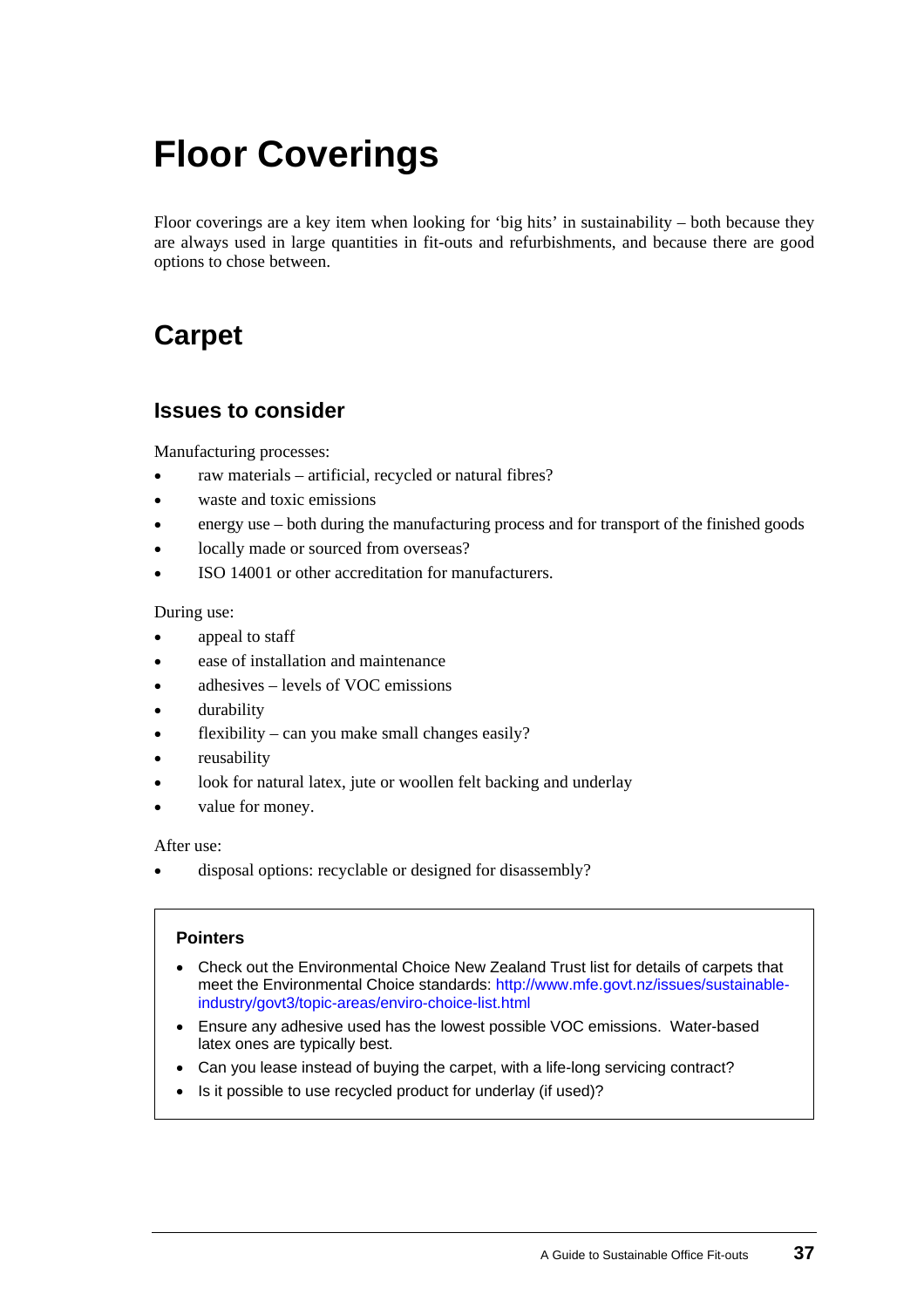# Floor Coverings

Floor coverings are a key item when looking for 'big hits' in sustainability – both because they are always used in large quantities in fit-outs and refurbishments, and because there are good options to chose between.

## Carpet

### Issues to consider

Manufacturing processes:

- raw materials – artificial, recycled or natural fibres?
- waste and toxic emissions
- energy use – both during the manufacturing process and for transport of the finished goods
- locally made or sourced from overseas?
- ISO 14001 or other accreditation for manufacturers.

During use:

- appeal to staff
- ease of installation and maintenance
- adhesives – levels of VOC emissions
- durability
- flexibility – can you make small changes easily?
- reusability
- look for natural latex, jute or woollen felt backing and underlay
- value for money.

After use:

- disposal options: recyclable or designed for disassembly?

**Pointers**

- Check out the Environmental Choice New Zealand Trust list for details of carpets that meet the Environmental Choice standards: http://www.mfe.govt.nz/issues/sustainable-industry/govt3/topic-areas/enviro-choice-list.html
- Ensure any adhesive used has the lowest possible VOC emissions. Water-based latex ones are typically best.
- Can you lease instead of buying the carpet, with a life-long servicing contract?
- Is it possible to use recycled product for underlay (if used)?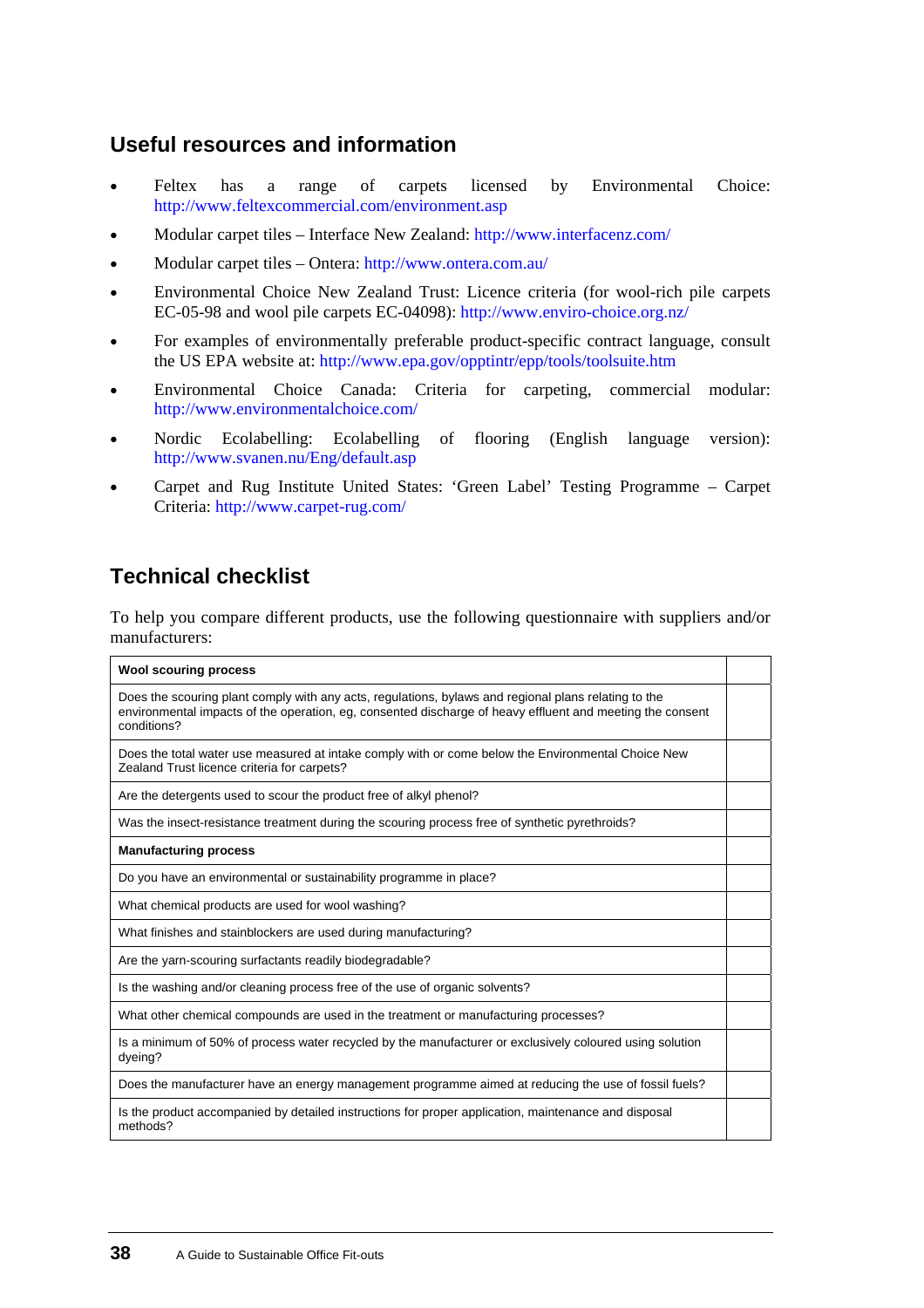## Useful resources and information

- Feltex has a range of carpets licensed by Environmental Choice: http://www.feltexcommercial.com/environment.asp
- Modular carpet tiles – Interface New Zealand: http://www.interfacenz.com/
- Modular carpet tiles – Ontera: http://www.ontera.com.au/
- Environmental Choice New Zealand Trust: Licence criteria (for wool-rich pile carpets EC-05-98 and wool pile carpets EC-04098): http://www.enviro-choice.org.nz/
- For examples of environmentally preferable product-specific contract language, consult the US EPA website at: http://www.epa.gov/opptintr/epp/tools/toolsuite.htm
- Environmental Choice Canada: Criteria for carpeting, commercial modular: http://www.environmentalchoice.com/
- Nordic Ecolabelling: Ecolabelling of flooring (English language version): http://www.svanen.nu/Eng/default.asp
- Carpet and Rug Institute United States: 'Green Label' Testing Programme – Carpet Criteria: http://www.carpet-rug.com/

## Technical checklist

To help you compare different products, use the following questionnaire with suppliers and/or manufacturers:

| **Wool scouring process** | |
|---|---|
| Does the scouring plant comply with any acts, regulations, bylaws and regional plans relating to the environmental impacts of the operation, eg, consented discharge of heavy effluent and meeting the consent conditions? | |
| Does the total water use measured at intake comply with or come below the Environmental Choice New Zealand Trust licence criteria for carpets? | |
| Are the detergents used to scour the product free of alkyl phenol? | |
| Was the insect-resistance treatment during the scouring process free of synthetic pyrethroids? | |
| **Manufacturing process** | |
| Do you have an environmental or sustainability programme in place? | |
| What chemical products are used for wool washing? | |
| What finishes and stainblockers are used during manufacturing? | |
| Are the yarn-scouring surfactants readily biodegradable? | |
| Is the washing and/or cleaning process free of the use of organic solvents? | |
| What other chemical compounds are used in the treatment or manufacturing processes? | |
| Is a minimum of 50% of process water recycled by the manufacturer or exclusively coloured using solution dyeing? | |
| Does the manufacturer have an energy management programme aimed at reducing the use of fossil fuels? | |
| Is the product accompanied by detailed instructions for proper application, maintenance and disposal methods? | |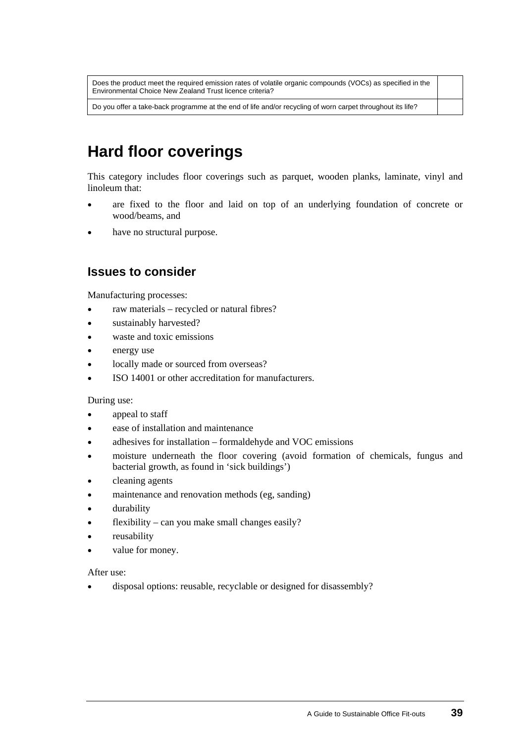| | |
|---|---|
| Does the product meet the required emission rates of volatile organic compounds (VOCs) as specified in the Environmental Choice New Zealand Trust licence criteria? | |
| Do you offer a take-back programme at the end of life and/or recycling of worn carpet throughout its life? | |

# Hard floor coverings

This category includes floor coverings such as parquet, wooden planks, laminate, vinyl and linoleum that:

- are fixed to the floor and laid on top of an underlying foundation of concrete or wood/beams, and
- have no structural purpose.

## Issues to consider

Manufacturing processes:

- raw materials – recycled or natural fibres?
- sustainably harvested?
- waste and toxic emissions
- energy use
- locally made or sourced from overseas?
- ISO 14001 or other accreditation for manufacturers.

During use:

- appeal to staff
- ease of installation and maintenance
- adhesives for installation – formaldehyde and VOC emissions
- moisture underneath the floor covering (avoid formation of chemicals, fungus and bacterial growth, as found in 'sick buildings')
- cleaning agents
- maintenance and renovation methods (eg, sanding)
- durability
- flexibility – can you make small changes easily?
- reusability
- value for money.

After use:

- disposal options: reusable, recyclable or designed for disassembly?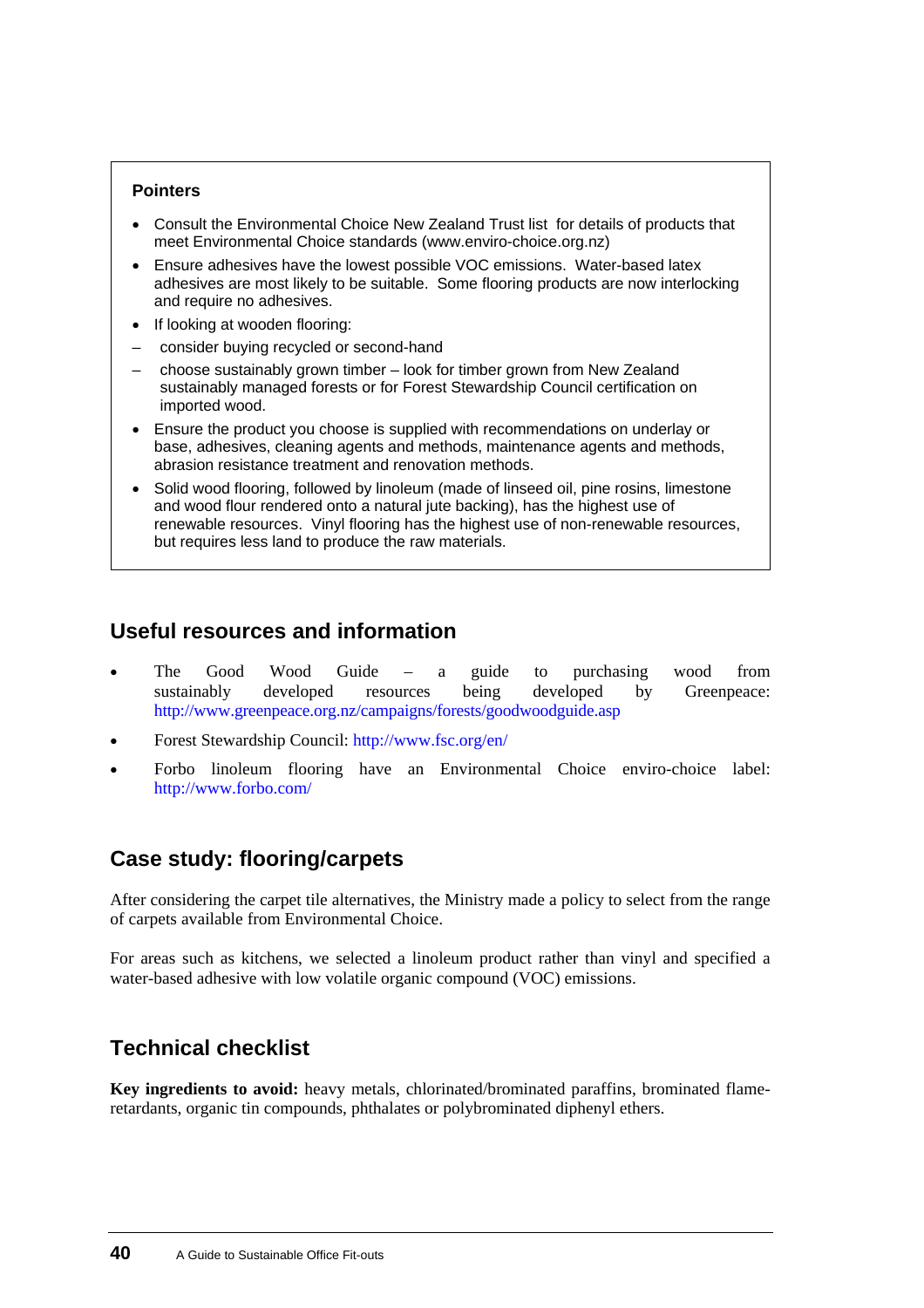**Pointers**

- Consult the Environmental Choice New Zealand Trust list for details of products that meet Environmental Choice standards (www.enviro-choice.org.nz)
- Ensure adhesives have the lowest possible VOC emissions. Water-based latex adhesives are most likely to be suitable. Some flooring products are now interlocking and require no adhesives.
- If looking at wooden flooring:
  - consider buying recycled or second-hand
  - choose sustainably grown timber – look for timber grown from New Zealand sustainably managed forests or for Forest Stewardship Council certification on imported wood.
- Ensure the product you choose is supplied with recommendations on underlay or base, adhesives, cleaning agents and methods, maintenance agents and methods, abrasion resistance treatment and renovation methods.
- Solid wood flooring, followed by linoleum (made of linseed oil, pine rosins, limestone and wood flour rendered onto a natural jute backing), has the highest use of renewable resources. Vinyl flooring has the highest use of non-renewable resources, but requires less land to produce the raw materials.

## Useful resources and information

- The Good Wood Guide – a guide to purchasing wood from sustainably developed resources being developed by Greenpeace: http://www.greenpeace.org.nz/campaigns/forests/goodwoodguide.asp
- Forest Stewardship Council: http://www.fsc.org/en/
- Forbo linoleum flooring have an Environmental Choice enviro-choice label: http://www.forbo.com/

## Case study: flooring/carpets

After considering the carpet tile alternatives, the Ministry made a policy to select from the range of carpets available from Environmental Choice.

For areas such as kitchens, we selected a linoleum product rather than vinyl and specified a water-based adhesive with low volatile organic compound (VOC) emissions.

## Technical checklist

**Key ingredients to avoid:** heavy metals, chlorinated/brominated paraffins, brominated flame-retardants, organic tin compounds, phthalates or polybrominated diphenyl ethers.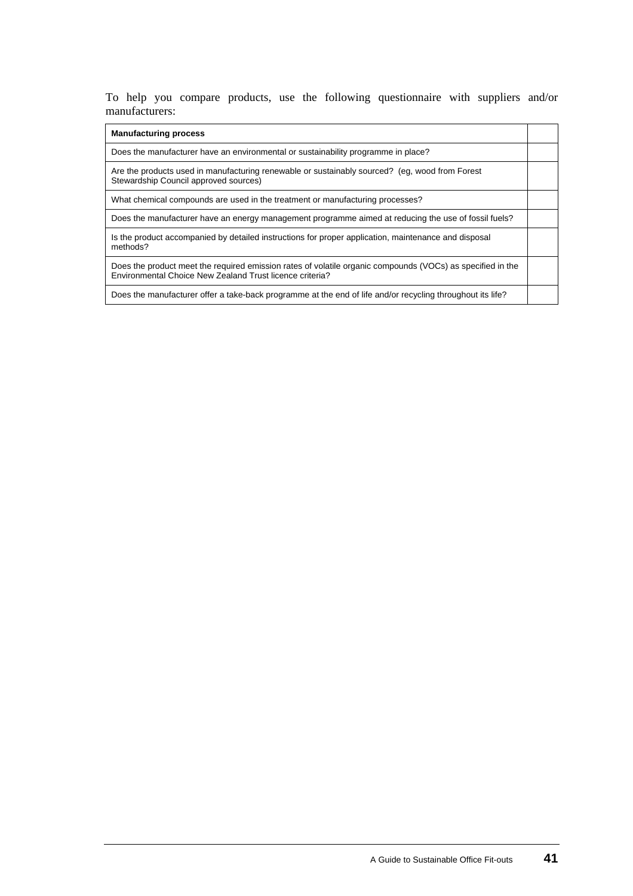To help you compare products, use the following questionnaire with suppliers and/or manufacturers:

| **Manufacturing process** | |
|---|---|
| Does the manufacturer have an environmental or sustainability programme in place? | |
| Are the products used in manufacturing renewable or sustainably sourced? (eg, wood from Forest Stewardship Council approved sources) | |
| What chemical compounds are used in the treatment or manufacturing processes? | |
| Does the manufacturer have an energy management programme aimed at reducing the use of fossil fuels? | |
| Is the product accompanied by detailed instructions for proper application, maintenance and disposal methods? | |
| Does the product meet the required emission rates of volatile organic compounds (VOCs) as specified in the Environmental Choice New Zealand Trust licence criteria? | |
| Does the manufacturer offer a take-back programme at the end of life and/or recycling throughout its life? | |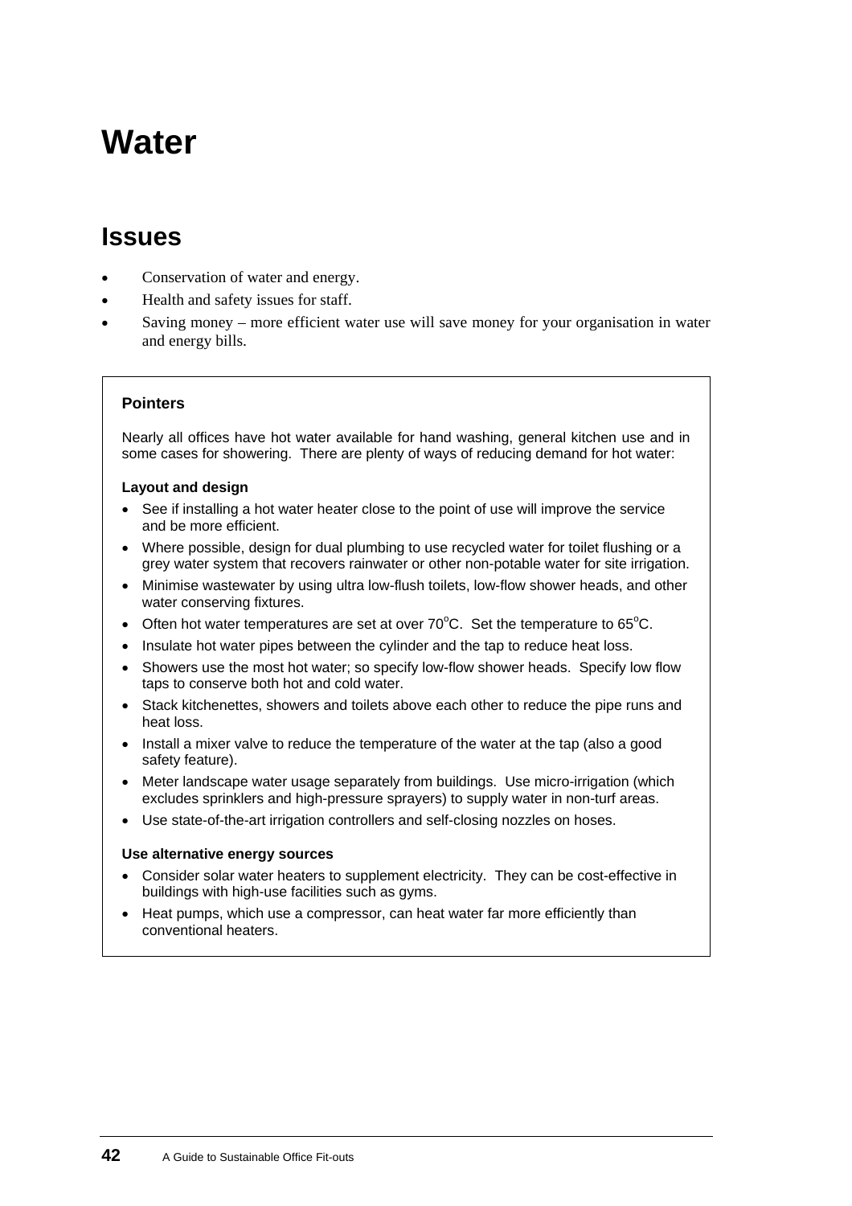# Water

## Issues

- Conservation of water and energy.
- Health and safety issues for staff.
- Saving money – more efficient water use will save money for your organisation in water and energy bills.

### Pointers

Nearly all offices have hot water available for hand washing, general kitchen use and in some cases for showering. There are plenty of ways of reducing demand for hot water:

**Layout and design**

- See if installing a hot water heater close to the point of use will improve the service and be more efficient.
- Where possible, design for dual plumbing to use recycled water for toilet flushing or a grey water system that recovers rainwater or other non-potable water for site irrigation.
- Minimise wastewater by using ultra low-flush toilets, low-flow shower heads, and other water conserving fixtures.
- Often hot water temperatures are set at over 70°C. Set the temperature to 65°C.
- Insulate hot water pipes between the cylinder and the tap to reduce heat loss.
- Showers use the most hot water; so specify low-flow shower heads. Specify low flow taps to conserve both hot and cold water.
- Stack kitchenettes, showers and toilets above each other to reduce the pipe runs and heat loss.
- Install a mixer valve to reduce the temperature of the water at the tap (also a good safety feature).
- Meter landscape water usage separately from buildings. Use micro-irrigation (which excludes sprinklers and high-pressure sprayers) to supply water in non-turf areas.
- Use state-of-the-art irrigation controllers and self-closing nozzles on hoses.

**Use alternative energy sources**

- Consider solar water heaters to supplement electricity. They can be cost-effective in buildings with high-use facilities such as gyms.
- Heat pumps, which use a compressor, can heat water far more efficiently than conventional heaters.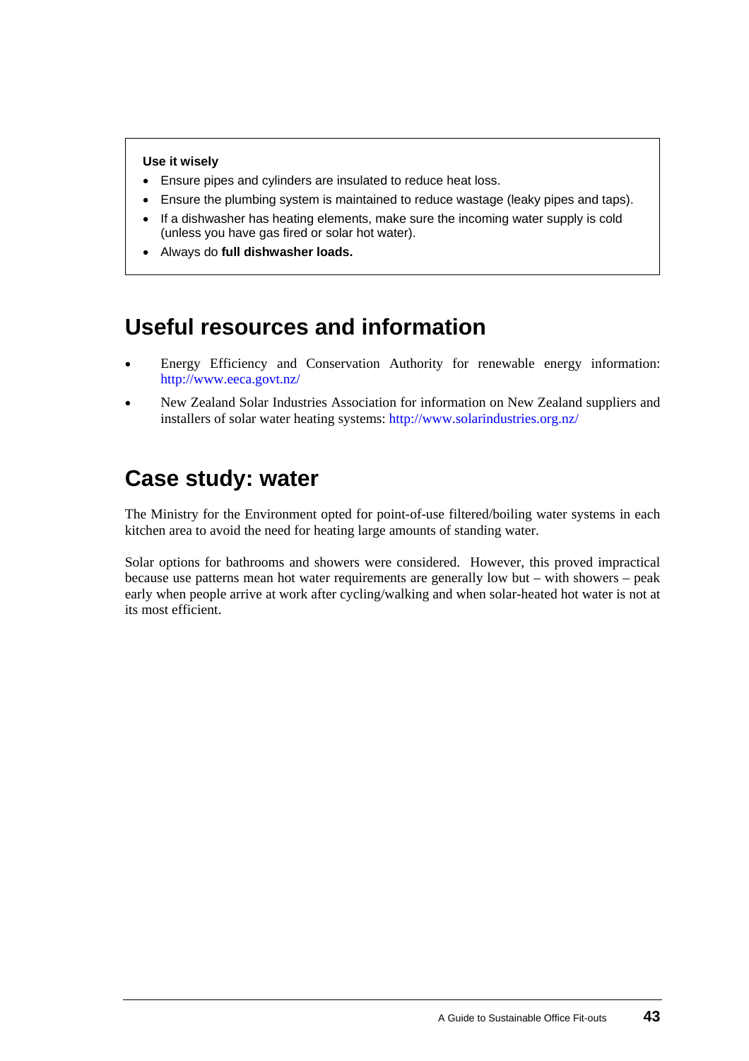**Use it wisely**

- Ensure pipes and cylinders are insulated to reduce heat loss.
- Ensure the plumbing system is maintained to reduce wastage (leaky pipes and taps).
- If a dishwasher has heating elements, make sure the incoming water supply is cold (unless you have gas fired or solar hot water).
- Always do **full dishwasher loads.**

## Useful resources and information

- Energy Efficiency and Conservation Authority for renewable energy information: http://www.eeca.govt.nz/
- New Zealand Solar Industries Association for information on New Zealand suppliers and installers of solar water heating systems: http://www.solarindustries.org.nz/

## Case study: water

The Ministry for the Environment opted for point-of-use filtered/boiling water systems in each kitchen area to avoid the need for heating large amounts of standing water.

Solar options for bathrooms and showers were considered. However, this proved impractical because use patterns mean hot water requirements are generally low but – with showers – peak early when people arrive at work after cycling/walking and when solar-heated hot water is not at its most efficient.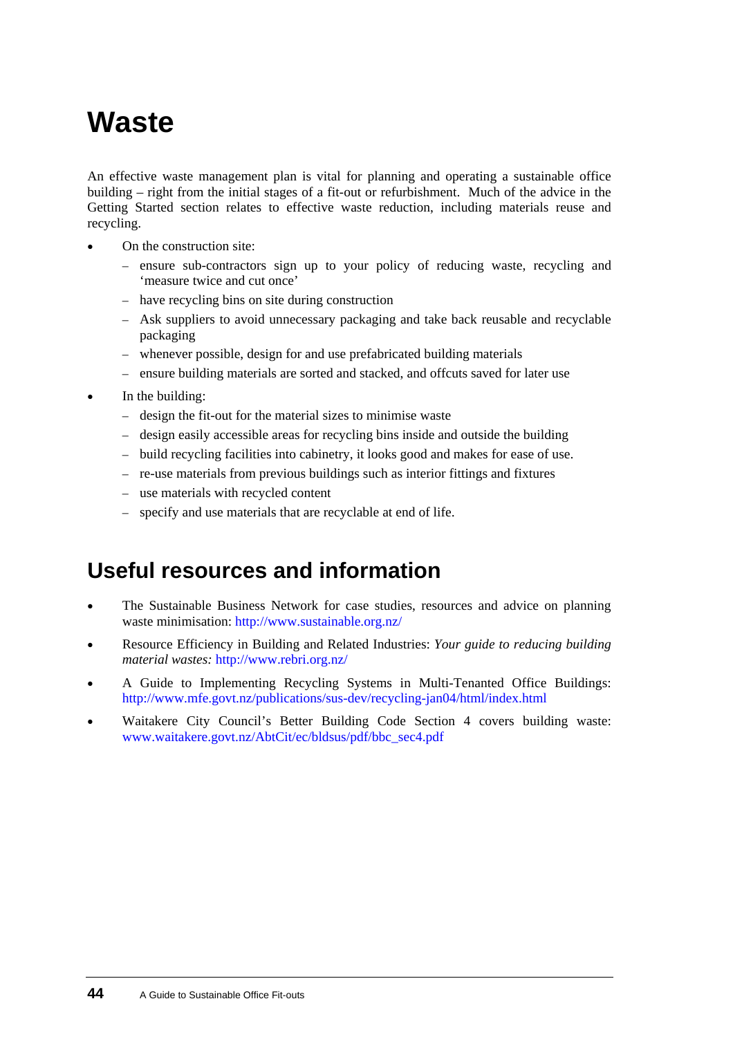# Waste

An effective waste management plan is vital for planning and operating a sustainable office building – right from the initial stages of a fit-out or refurbishment. Much of the advice in the Getting Started section relates to effective waste reduction, including materials reuse and recycling.

- On the construction site:
  - ensure sub-contractors sign up to your policy of reducing waste, recycling and 'measure twice and cut once'
  - have recycling bins on site during construction
  - Ask suppliers to avoid unnecessary packaging and take back reusable and recyclable packaging
  - whenever possible, design for and use prefabricated building materials
  - ensure building materials are sorted and stacked, and offcuts saved for later use
- In the building:
  - design the fit-out for the material sizes to minimise waste
  - design easily accessible areas for recycling bins inside and outside the building
  - build recycling facilities into cabinetry, it looks good and makes for ease of use.
  - re-use materials from previous buildings such as interior fittings and fixtures
  - use materials with recycled content
  - specify and use materials that are recyclable at end of life.

## Useful resources and information

- The Sustainable Business Network for case studies, resources and advice on planning waste minimisation: http://www.sustainable.org.nz/
- Resource Efficiency in Building and Related Industries: *Your guide to reducing building material wastes:* http://www.rebri.org.nz/
- A Guide to Implementing Recycling Systems in Multi-Tenanted Office Buildings: http://www.mfe.govt.nz/publications/sus-dev/recycling-jan04/html/index.html
- Waitakere City Council's Better Building Code Section 4 covers building waste: www.waitakere.govt.nz/AbtCit/ec/bldsus/pdf/bbc_sec4.pdf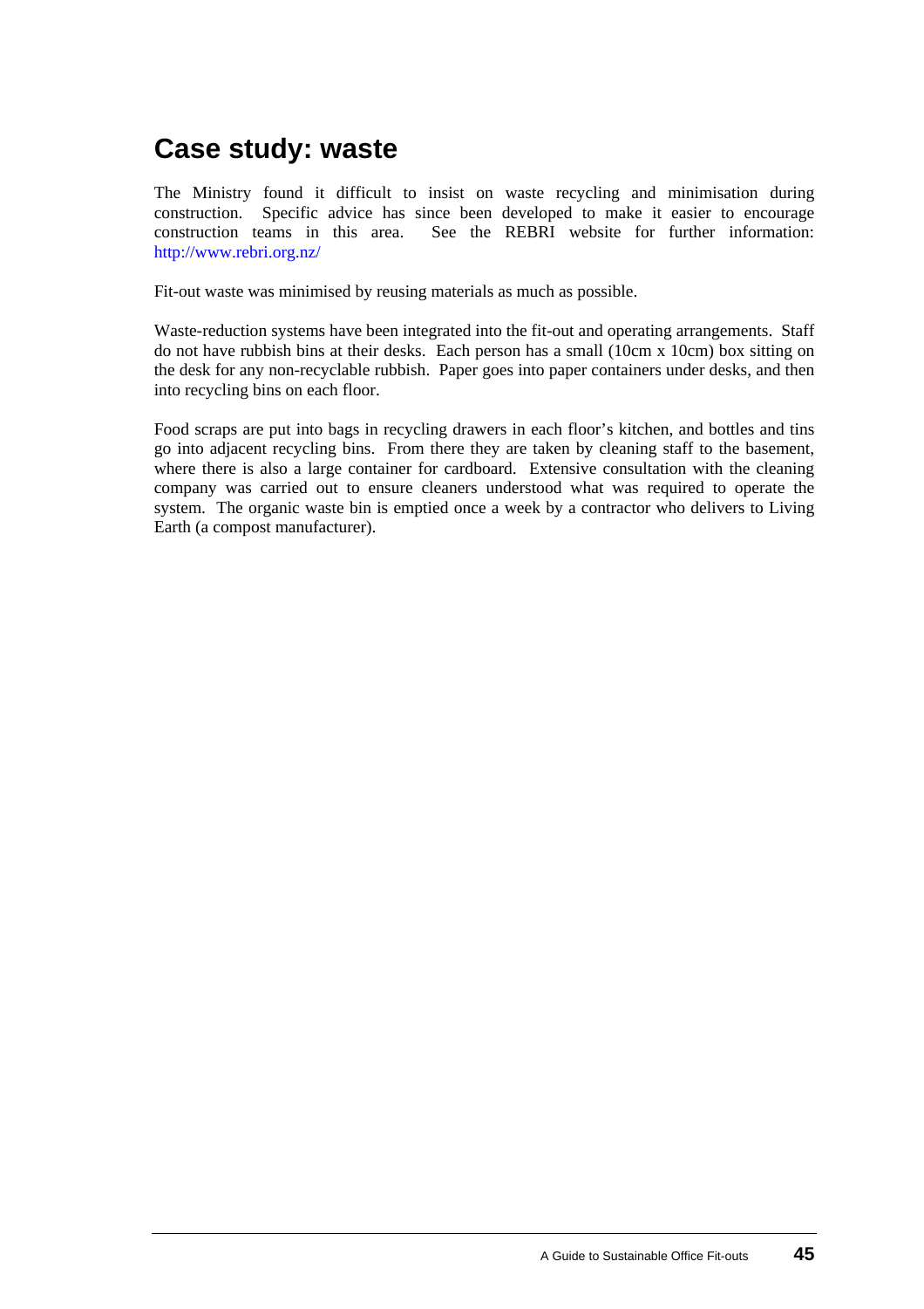# Case study: waste

The Ministry found it difficult to insist on waste recycling and minimisation during construction. Specific advice has since been developed to make it easier to encourage construction teams in this area. See the REBRI website for further information: http://www.rebri.org.nz/

Fit-out waste was minimised by reusing materials as much as possible.

Waste-reduction systems have been integrated into the fit-out and operating arrangements. Staff do not have rubbish bins at their desks. Each person has a small (10cm x 10cm) box sitting on the desk for any non-recyclable rubbish. Paper goes into paper containers under desks, and then into recycling bins on each floor.

Food scraps are put into bags in recycling drawers in each floor's kitchen, and bottles and tins go into adjacent recycling bins. From there they are taken by cleaning staff to the basement, where there is also a large container for cardboard. Extensive consultation with the cleaning company was carried out to ensure cleaners understood what was required to operate the system. The organic waste bin is emptied once a week by a contractor who delivers to Living Earth (a compost manufacturer).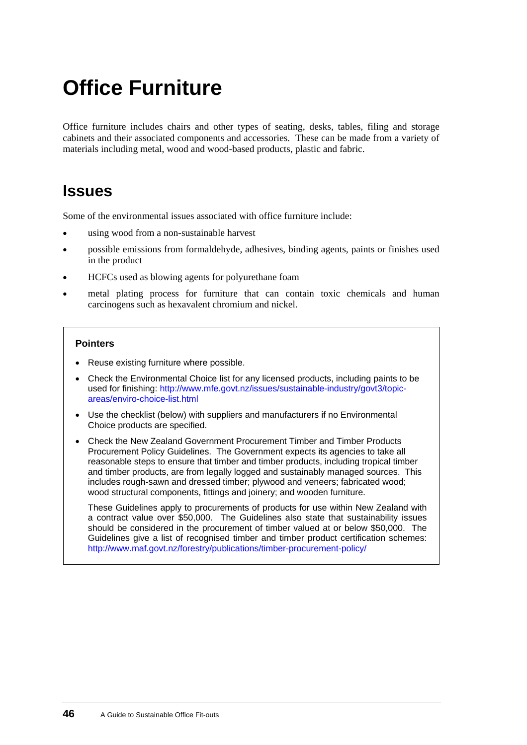# Office Furniture

Office furniture includes chairs and other types of seating, desks, tables, filing and storage cabinets and their associated components and accessories. These can be made from a variety of materials including metal, wood and wood-based products, plastic and fabric.

## Issues

Some of the environmental issues associated with office furniture include:

- using wood from a non-sustainable harvest
- possible emissions from formaldehyde, adhesives, binding agents, paints or finishes used in the product
- HCFCs used as blowing agents for polyurethane foam
- metal plating process for furniture that can contain toxic chemicals and human carcinogens such as hexavalent chromium and nickel.

**Pointers**

- Reuse existing furniture where possible.
- Check the Environmental Choice list for any licensed products, including paints to be used for finishing: http://www.mfe.govt.nz/issues/sustainable-industry/govt3/topic-areas/enviro-choice-list.html
- Use the checklist (below) with suppliers and manufacturers if no Environmental Choice products are specified.
- Check the New Zealand Government Procurement Timber and Timber Products Procurement Policy Guidelines. The Government expects its agencies to take all reasonable steps to ensure that timber and timber products, including tropical timber and timber products, are from legally logged and sustainably managed sources. This includes rough-sawn and dressed timber; plywood and veneers; fabricated wood; wood structural components, fittings and joinery; and wooden furniture.

  These Guidelines apply to procurements of products for use within New Zealand with a contract value over $50,000. The Guidelines also state that sustainability issues should be considered in the procurement of timber valued at or below $50,000. The Guidelines give a list of recognised timber and timber product certification schemes: http://www.maf.govt.nz/forestry/publications/timber-procurement-policy/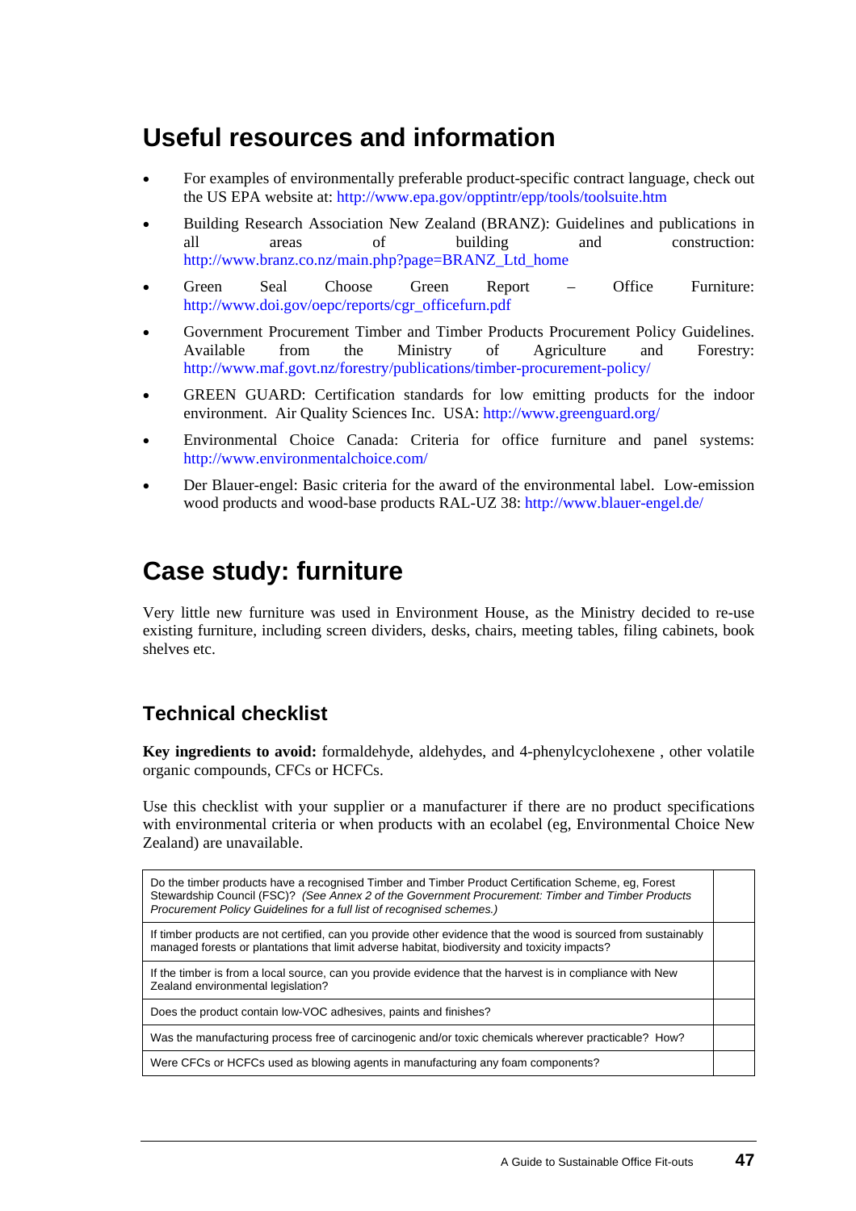## Useful resources and information

- For examples of environmentally preferable product-specific contract language, check out the US EPA website at: http://www.epa.gov/opptintr/epp/tools/toolsuite.htm
- Building Research Association New Zealand (BRANZ): Guidelines and publications in all areas of building and construction: http://www.branz.co.nz/main.php?page=BRANZ_Ltd_home
- Green Seal Choose Green Report – Office Furniture: http://www.doi.gov/oepc/reports/cgr_officefurn.pdf
- Government Procurement Timber and Timber Products Procurement Policy Guidelines. Available from the Ministry of Agriculture and Forestry: http://www.maf.govt.nz/forestry/publications/timber-procurement-policy/
- GREEN GUARD: Certification standards for low emitting products for the indoor environment. Air Quality Sciences Inc. USA: http://www.greenguard.org/
- Environmental Choice Canada: Criteria for office furniture and panel systems: http://www.environmentalchoice.com/
- Der Blauer-engel: Basic criteria for the award of the environmental label. Low-emission wood products and wood-base products RAL-UZ 38: http://www.blauer-engel.de/

## Case study: furniture

Very little new furniture was used in Environment House, as the Ministry decided to re-use existing furniture, including screen dividers, desks, chairs, meeting tables, filing cabinets, book shelves etc.

### Technical checklist

**Key ingredients to avoid:** formaldehyde, aldehydes, and 4-phenylcyclohexene , other volatile organic compounds, CFCs or HCFCs.

Use this checklist with your supplier or a manufacturer if there are no product specifications with environmental criteria or when products with an ecolabel (eg, Environmental Choice New Zealand) are unavailable.

| | |
|---|---|
| Do the timber products have a recognised Timber and Timber Product Certification Scheme, eg, Forest Stewardship Council (FSC)? *(See Annex 2 of the Government Procurement: Timber and Timber Products Procurement Policy Guidelines for a full list of recognised schemes.)* | |
| If timber products are not certified, can you provide other evidence that the wood is sourced from sustainably managed forests or plantations that limit adverse habitat, biodiversity and toxicity impacts? | |
| If the timber is from a local source, can you provide evidence that the harvest is in compliance with New Zealand environmental legislation? | |
| Does the product contain low-VOC adhesives, paints and finishes? | |
| Was the manufacturing process free of carcinogenic and/or toxic chemicals wherever practicable? How? | |
| Were CFCs or HCFCs used as blowing agents in manufacturing any foam components? | |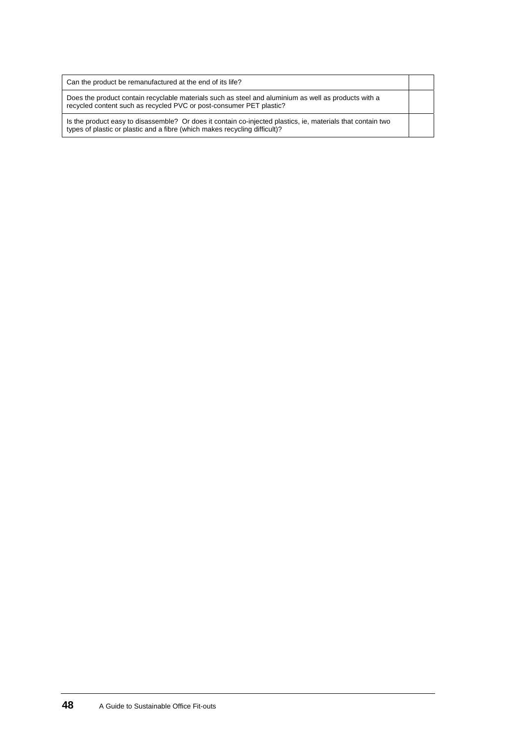| | |
|---|---|
| Can the product be remanufactured at the end of its life? | |
| Does the product contain recyclable materials such as steel and aluminium as well as products with a recycled content such as recycled PVC or post-consumer PET plastic? | |
| Is the product easy to disassemble? Or does it contain co-injected plastics, ie, materials that contain two types of plastic or plastic and a fibre (which makes recycling difficult)? | |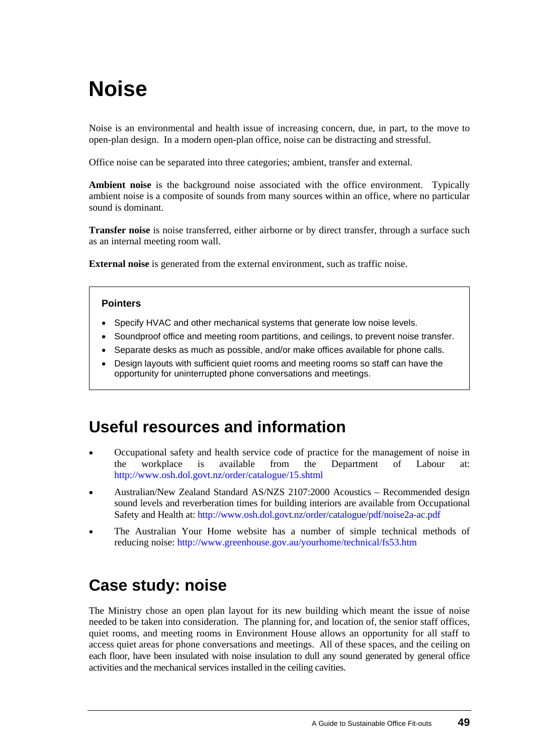# Noise

Noise is an environmental and health issue of increasing concern, due, in part, to the move to open-plan design. In a modern open-plan office, noise can be distracting and stressful.

Office noise can be separated into three categories; ambient, transfer and external.

**Ambient noise** is the background noise associated with the office environment. Typically ambient noise is a composite of sounds from many sources within an office, where no particular sound is dominant.

**Transfer noise** is noise transferred, either airborne or by direct transfer, through a surface such as an internal meeting room wall.

**External noise** is generated from the external environment, such as traffic noise.

> **Pointers**
>
> - Specify HVAC and other mechanical systems that generate low noise levels.
> - Soundproof office and meeting room partitions, and ceilings, to prevent noise transfer.
> - Separate desks as much as possible, and/or make offices available for phone calls.
> - Design layouts with sufficient quiet rooms and meeting rooms so staff can have the opportunity for uninterrupted phone conversations and meetings.

## Useful resources and information

- Occupational safety and health service code of practice for the management of noise in the workplace is available from the Department of Labour at: http://www.osh.dol.govt.nz/order/catalogue/15.shtml
- Australian/New Zealand Standard AS/NZS 2107:2000 Acoustics – Recommended design sound levels and reverberation times for building interiors are available from Occupational Safety and Health at: http://www.osh.dol.govt.nz/order/catalogue/pdf/noise2a-ac.pdf
- The Australian Your Home website has a number of simple technical methods of reducing noise: http://www.greenhouse.gov.au/yourhome/technical/fs53.htm

## Case study: noise

The Ministry chose an open plan layout for its new building which meant the issue of noise needed to be taken into consideration. The planning for, and location of, the senior staff offices, quiet rooms, and meeting rooms in Environment House allows an opportunity for all staff to access quiet areas for phone conversations and meetings. All of these spaces, and the ceiling on each floor, have been insulated with noise insulation to dull any sound generated by general office activities and the mechanical services installed in the ceiling cavities.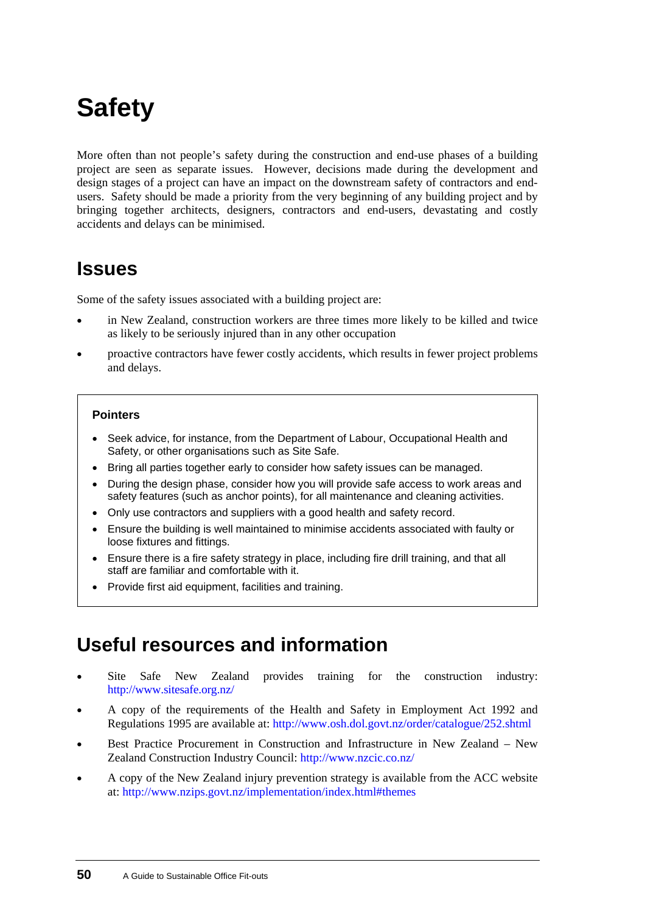# Safety

More often than not people's safety during the construction and end-use phases of a building project are seen as separate issues. However, decisions made during the development and design stages of a project can have an impact on the downstream safety of contractors and end-users. Safety should be made a priority from the very beginning of any building project and by bringing together architects, designers, contractors and end-users, devastating and costly accidents and delays can be minimised.

## Issues

Some of the safety issues associated with a building project are:

- in New Zealand, construction workers are three times more likely to be killed and twice as likely to be seriously injured than in any other occupation
- proactive contractors have fewer costly accidents, which results in fewer project problems and delays.

**Pointers**

- Seek advice, for instance, from the Department of Labour, Occupational Health and Safety, or other organisations such as Site Safe.
- Bring all parties together early to consider how safety issues can be managed.
- During the design phase, consider how you will provide safe access to work areas and safety features (such as anchor points), for all maintenance and cleaning activities.
- Only use contractors and suppliers with a good health and safety record.
- Ensure the building is well maintained to minimise accidents associated with faulty or loose fixtures and fittings.
- Ensure there is a fire safety strategy in place, including fire drill training, and that all staff are familiar and comfortable with it.
- Provide first aid equipment, facilities and training.

## Useful resources and information

- Site Safe New Zealand provides training for the construction industry: http://www.sitesafe.org.nz/
- A copy of the requirements of the Health and Safety in Employment Act 1992 and Regulations 1995 are available at: http://www.osh.dol.govt.nz/order/catalogue/252.shtml
- Best Practice Procurement in Construction and Infrastructure in New Zealand – New Zealand Construction Industry Council: http://www.nzcic.co.nz/
- A copy of the New Zealand injury prevention strategy is available from the ACC website at: http://www.nzips.govt.nz/implementation/index.html#themes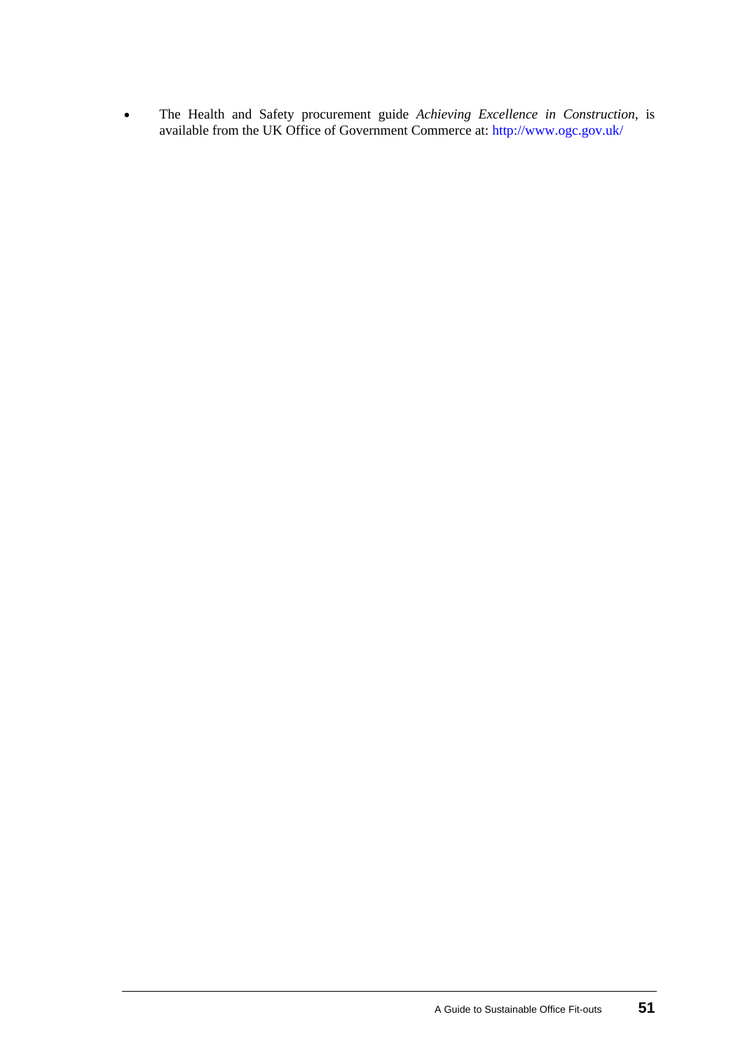- The Health and Safety procurement guide *Achieving Excellence in Construction*, is available from the UK Office of Government Commerce at: http://www.ogc.gov.uk/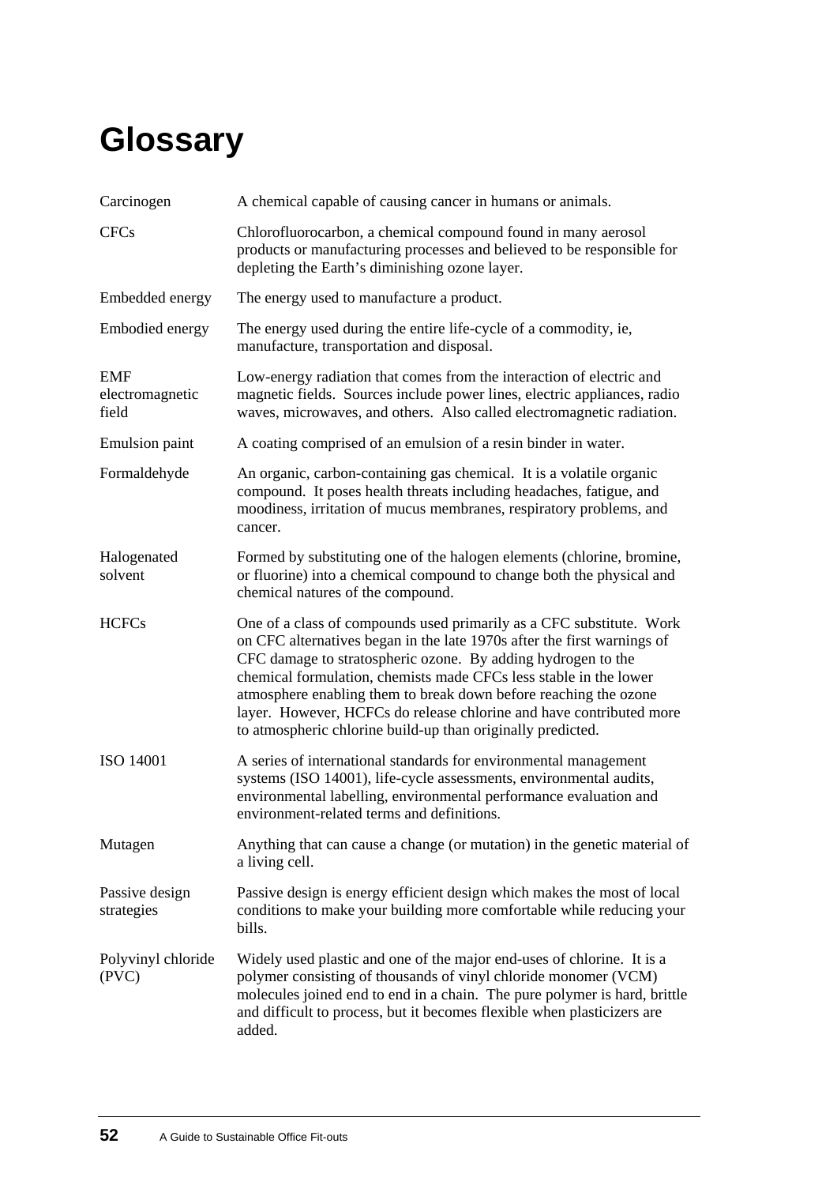# Glossary

| | |
|---|---|
| Carcinogen | A chemical capable of causing cancer in humans or animals. |
| CFCs | Chlorofluorocarbon, a chemical compound found in many aerosol products or manufacturing processes and believed to be responsible for depleting the Earth's diminishing ozone layer. |
| Embedded energy | The energy used to manufacture a product. |
| Embodied energy | The energy used during the entire life-cycle of a commodity, ie, manufacture, transportation and disposal. |
| EMF electromagnetic field | Low-energy radiation that comes from the interaction of electric and magnetic fields. Sources include power lines, electric appliances, radio waves, microwaves, and others. Also called electromagnetic radiation. |
| Emulsion paint | A coating comprised of an emulsion of a resin binder in water. |
| Formaldehyde | An organic, carbon-containing gas chemical. It is a volatile organic compound. It poses health threats including headaches, fatigue, and moodiness, irritation of mucus membranes, respiratory problems, and cancer. |
| Halogenated solvent | Formed by substituting one of the halogen elements (chlorine, bromine, or fluorine) into a chemical compound to change both the physical and chemical natures of the compound. |
| HCFCs | One of a class of compounds used primarily as a CFC substitute. Work on CFC alternatives began in the late 1970s after the first warnings of CFC damage to stratospheric ozone. By adding hydrogen to the chemical formulation, chemists made CFCs less stable in the lower atmosphere enabling them to break down before reaching the ozone layer. However, HCFCs do release chlorine and have contributed more to atmospheric chlorine build-up than originally predicted. |
| ISO 14001 | A series of international standards for environmental management systems (ISO 14001), life-cycle assessments, environmental audits, environmental labelling, environmental performance evaluation and environment-related terms and definitions. |
| Mutagen | Anything that can cause a change (or mutation) in the genetic material of a living cell. |
| Passive design strategies | Passive design is energy efficient design which makes the most of local conditions to make your building more comfortable while reducing your bills. |
| Polyvinyl chloride (PVC) | Widely used plastic and one of the major end-uses of chlorine. It is a polymer consisting of thousands of vinyl chloride monomer (VCM) molecules joined end to end in a chain. The pure polymer is hard, brittle and difficult to process, but it becomes flexible when plasticizers are added. |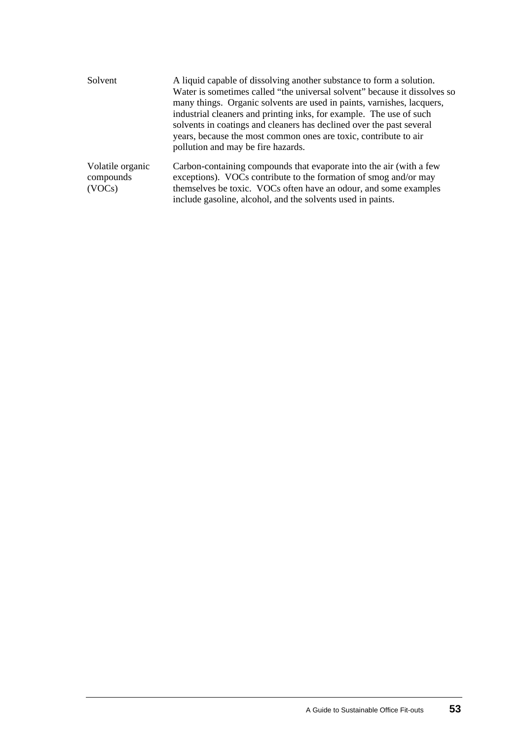| | |
|---|---|
| Solvent | A liquid capable of dissolving another substance to form a solution. Water is sometimes called "the universal solvent" because it dissolves so many things. Organic solvents are used in paints, varnishes, lacquers, industrial cleaners and printing inks, for example. The use of such solvents in coatings and cleaners has declined over the past several years, because the most common ones are toxic, contribute to air pollution and may be fire hazards. |
| Volatile organic compounds (VOCs) | Carbon-containing compounds that evaporate into the air (with a few exceptions). VOCs contribute to the formation of smog and/or may themselves be toxic. VOCs often have an odour, and some examples include gasoline, alcohol, and the solvents used in paints. |